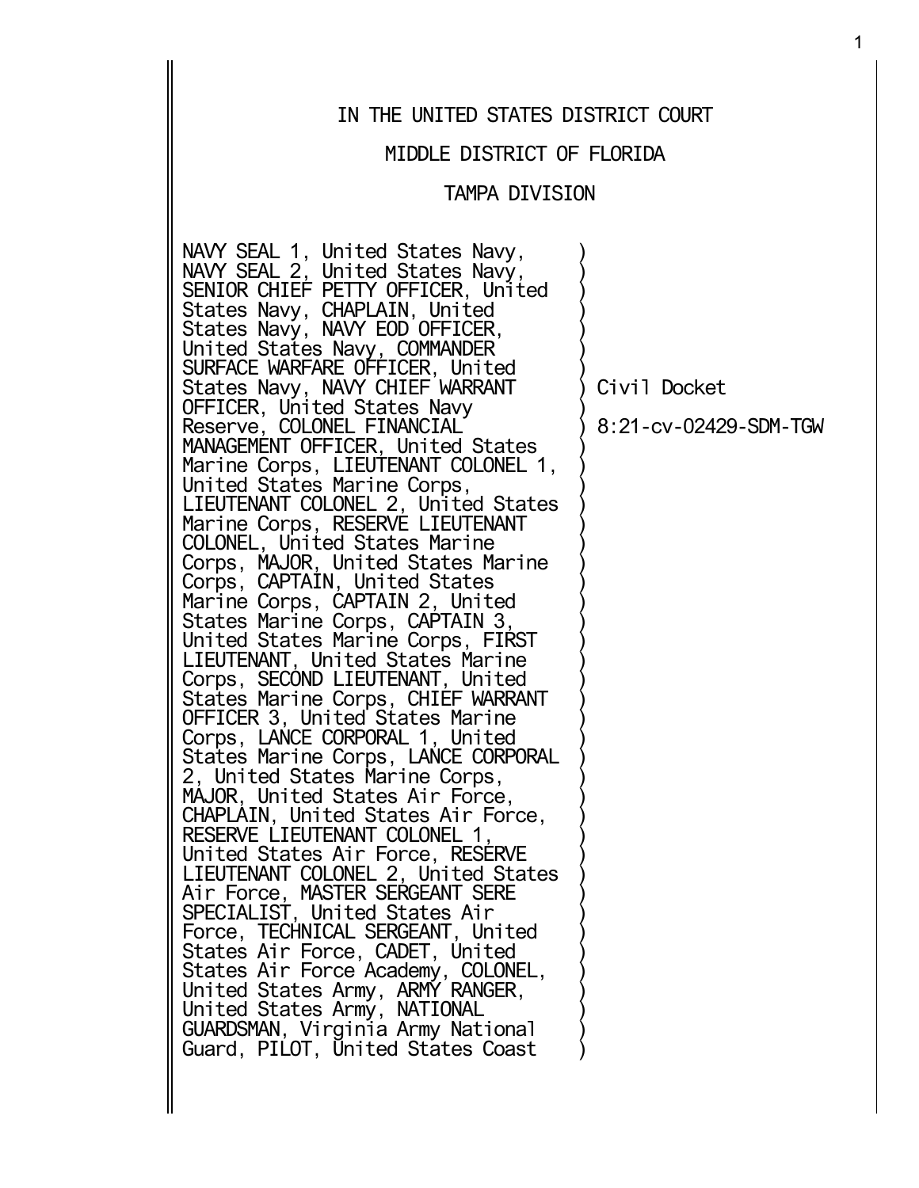# IN THE UNITED STATES DISTRICT COURT

## MIDDLE DISTRICT OF FLORIDA

## TAMPA DIVISION

NAVY SEAL 1, United States Navy, NAVY SEAL 2, United States Navy, SENIOR CHIEF PETTY OFFICER, United States Navy, CHAPLAIN, United States Navy, NAVY EOD OFFICER, United States Navy, COMMANDER SURFACE WARFARE OFFICER, United States Navy, NAVY CHIEF WARRANT OFFICER, United States Navy Reserve, COLONEL FINANCIAL MANAGEMENT OFFICER, United States Marine Corps, LIEUTENANT COLONEL 1, United States Marine Corps, LIEUTENANT COLONEL 2, United States Marine Corps, RESERVE LIEUTENANT COLONEL, United States Marine Corps, MAJOR, United States Marine Corps, CAPTAIN, United States Marine Corps, CAPTAIN 2, United States Marine Corps, CAPTAIN 3, United States Marine Corps, FIRST LIEUTENANT, United States Marine Corps, SECOND LIEUTENANT, United States Marine Corps, CHIEF WARRANT OFFICER 3, United States Marine Corps, LANCE CORPORAL 1, United States Marine Corps, LANCE CORPORAL 2, United States Marine Corps, MAJOR, United States Air Force, CHAPLAIN, United States Air Force, RESERVE LIEUTENANT COLONEL 1, United States Air Force, RESERVE LIEUTENANT COLONEL 2, United States Air Force, MASTER SERGEANT SERE SPECIALIST, United States Air Force, TECHNICAL SERGEANT, United States Air Force, CADET, United States Air Force Academy, COLONEL, United States Army, ARMY RANGER, United States Army, NATIONAL GUARDSMAN, Virginia Army National Guard, PILOT, United States Coast

Civil Docket

8:21-cv-02429-SDM-TGW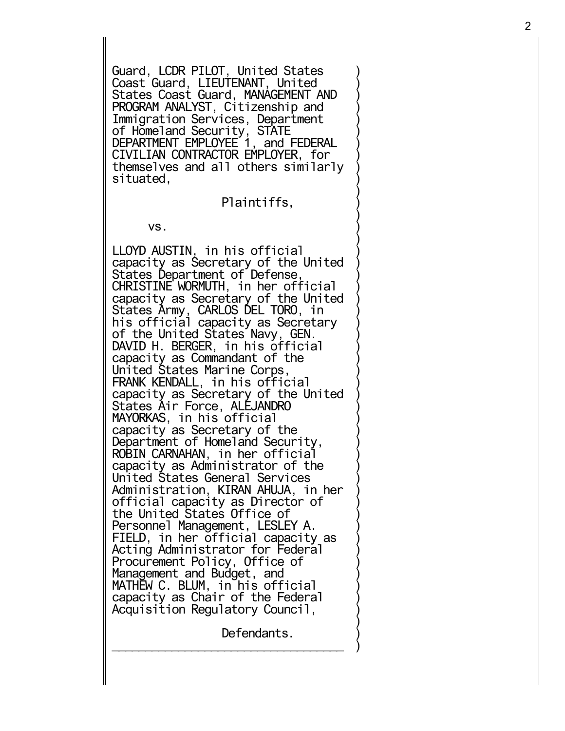Guard, LCDR PILOT, United States Coast Guard, LIEUTENANT, United States Coast Guard, MANAGEMENT AND PROGRAM ANALYST, Citizenship and Immigration Services, Department of Homeland Security, STATE DEPARTMENT EMPLOYEE 1, and FEDERAL CIVILIAN CONTRACTOR EMPLOYER, for themselves and all others similarly situated,

Plaintiffs,

vs.

LLOYD AUSTIN, in his official capacity as Secretary of the United States Department of Defense, CHRISTINE WORMUTH, in her official capacity as Secretary of the United States Army, CARLOS DEL TORO, in his official capacity as Secretary of the United States Navy, GEN. DAVID H. BERGER, in his official capacity as Commandant of the United States Marine Corps, FRANK KENDALL, in his official capacity as Secretary of the United States Air Force, ALEJANDRO MAYORKAS, in his official capacity as Secretary of the Department of Homeland Security, ROBIN CARNAHAN, in her official capacity as Administrator of the United States General Services Administration, KIRAN AHUJA, in her official capacity as Director of the United States Office of Personnel Management, LESLEY A. FIELD, in her official capacity as Acting Administrator for Federal Procurement Policy, Office of Management and Budget, and MATHEW C. BLUM, in his official capacity as Chair of the Federal Acquisition Regulatory Council,

Defendants.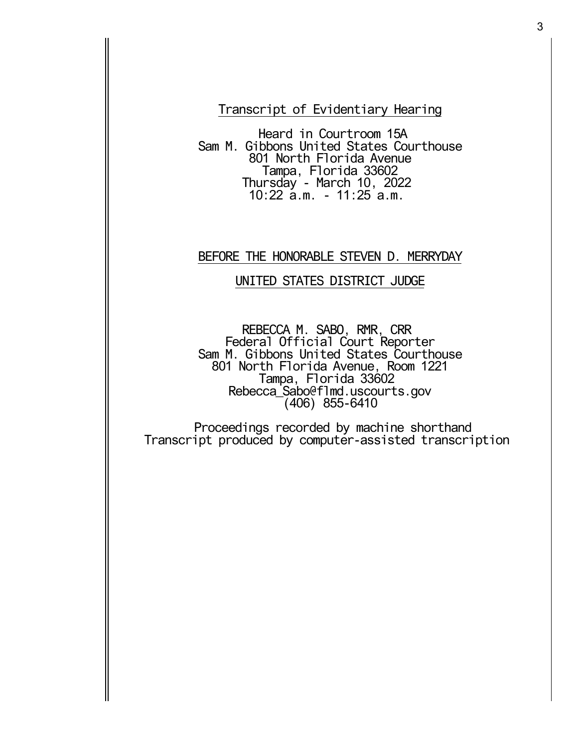Transcript of Evidentiary Hearing

Heard in Courtroom 15A
Sam M. Gibbons United States Courthouse
801 North Florida Avenue
Tampa, Florida 33602
Thursday - March 10, 2022
10:22 a.m. - 11:25 a.m.

BEFORE THE HONORABLE STEVEN D. MERRYDAY

UNITED STATES DISTRICT JUDGE

REBECCA M. SABO, RMR, CRR
Federal Official Court Reporter
Sam M. Gibbons United States Courthouse
801 North Florida Avenue, Room 1221
Tampa, Florida 33602
Rebecca_Sabo@flmd.uscourts.gov
(406) 855-6410

Proceedings recorded by machine shorthand
Transcript produced by computer-assisted transcription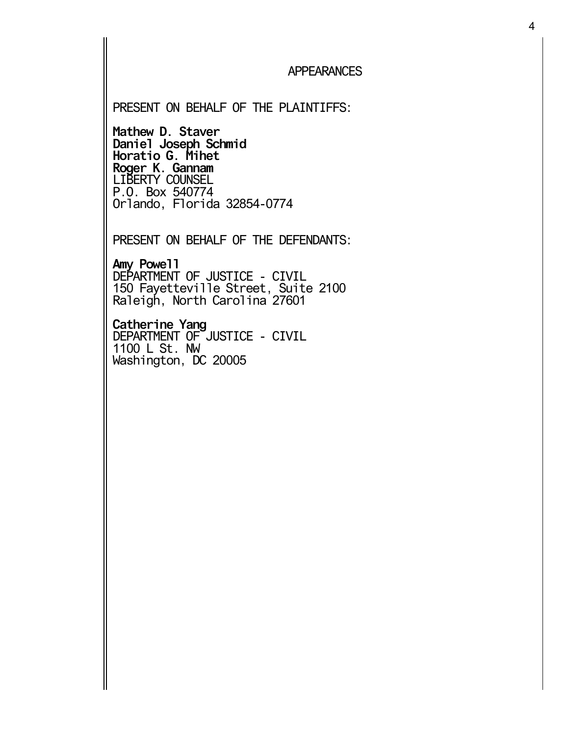# APPEARANCES

PRESENT ON BEHALF OF THE PLAINTIFFS:

**Mathew D. Staver**
**Daniel Joseph Schmid**
**Horatio G. Mihet**
**Roger K. Gannam**
LIBERTY COUNSEL
P.O. Box 540774
Orlando, Florida 32854-0774

PRESENT ON BEHALF OF THE DEFENDANTS:

**Amy Powell**
DEPARTMENT OF JUSTICE - CIVIL
150 Fayetteville Street, Suite 2100
Raleigh, North Carolina 27601

**Catherine Yang**
DEPARTMENT OF JUSTICE - CIVIL
1100 L St. NW
Washington, DC 20005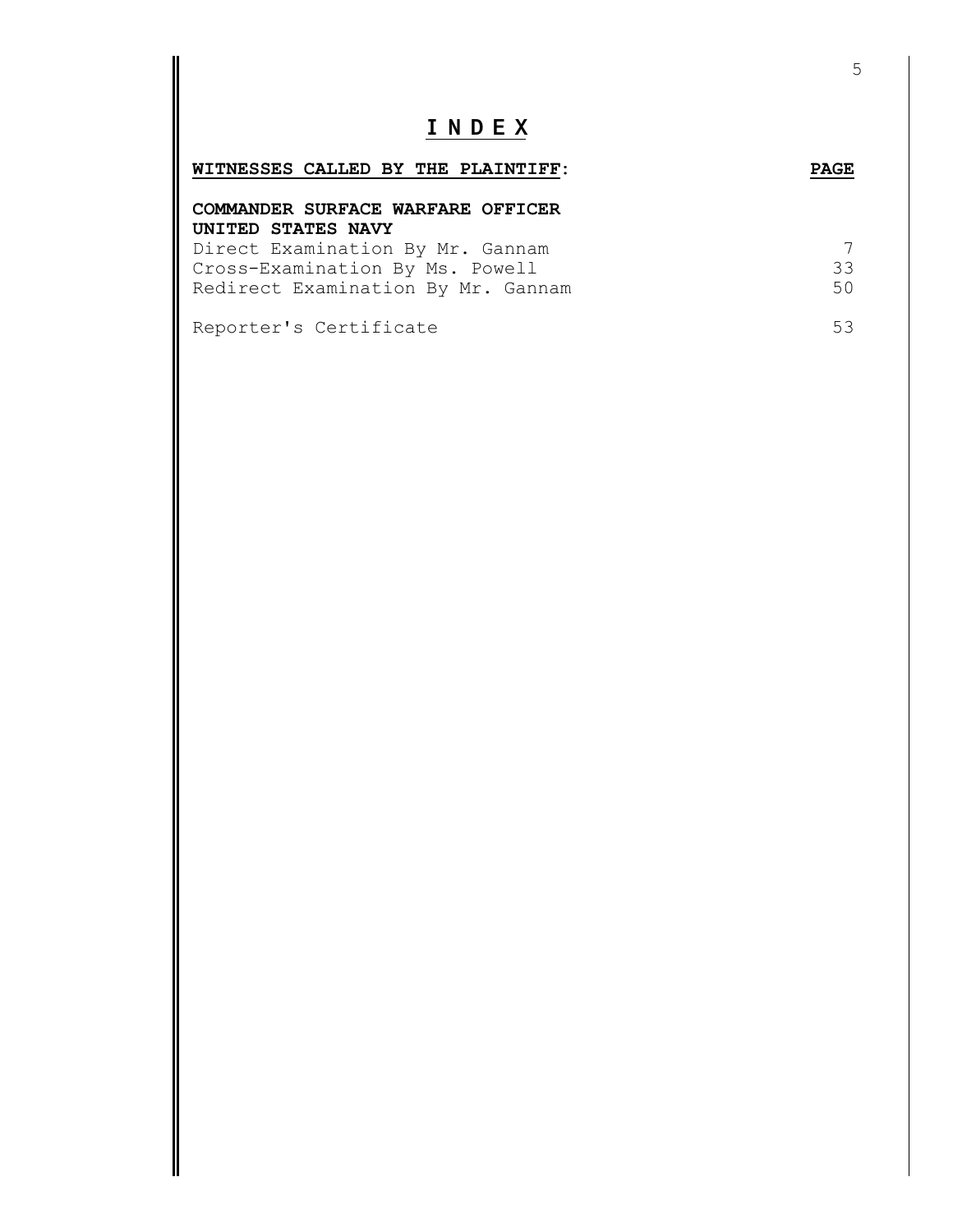# I N D E X

| **WITNESSES CALLED BY THE PLAINTIFF:** | **PAGE** |
| --- | --- |
| **COMMANDER SURFACE WARFARE OFFICER UNITED STATES NAVY** | |
| Direct Examination By Mr. Gannam | 7 |
| Cross-Examination By Ms. Powell | 33 |
| Redirect Examination By Mr. Gannam | 50 |
| Reporter's Certificate | 53 |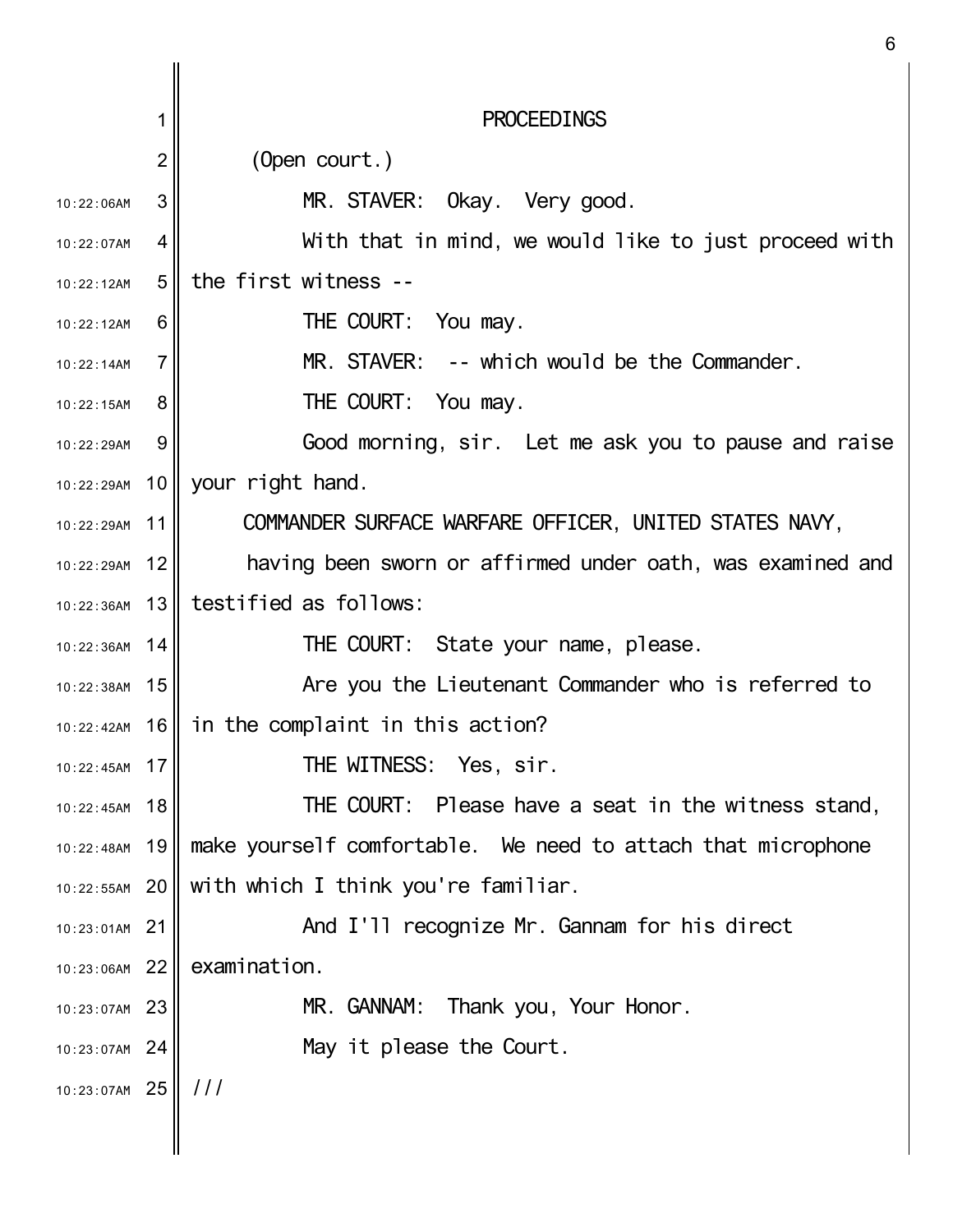PROCEEDINGS

(Open court.)

MR. STAVER: Okay. Very good.

With that in mind, we would like to just proceed with the first witness --

THE COURT: You may.

MR. STAVER: -- which would be the Commander.

THE COURT: You may.

Good morning, sir. Let me ask you to pause and raise your right hand.

COMMANDER SURFACE WARFARE OFFICER, UNITED STATES NAVY,

having been sworn or affirmed under oath, was examined and testified as follows:

THE COURT: State your name, please.

Are you the Lieutenant Commander who is referred to in the complaint in this action?

THE WITNESS: Yes, sir.

THE COURT: Please have a seat in the witness stand, make yourself comfortable. We need to attach that microphone with which I think you're familiar.

And I'll recognize Mr. Gannam for his direct examination.

MR. GANNAM: Thank you, Your Honor.

May it please the Court.

///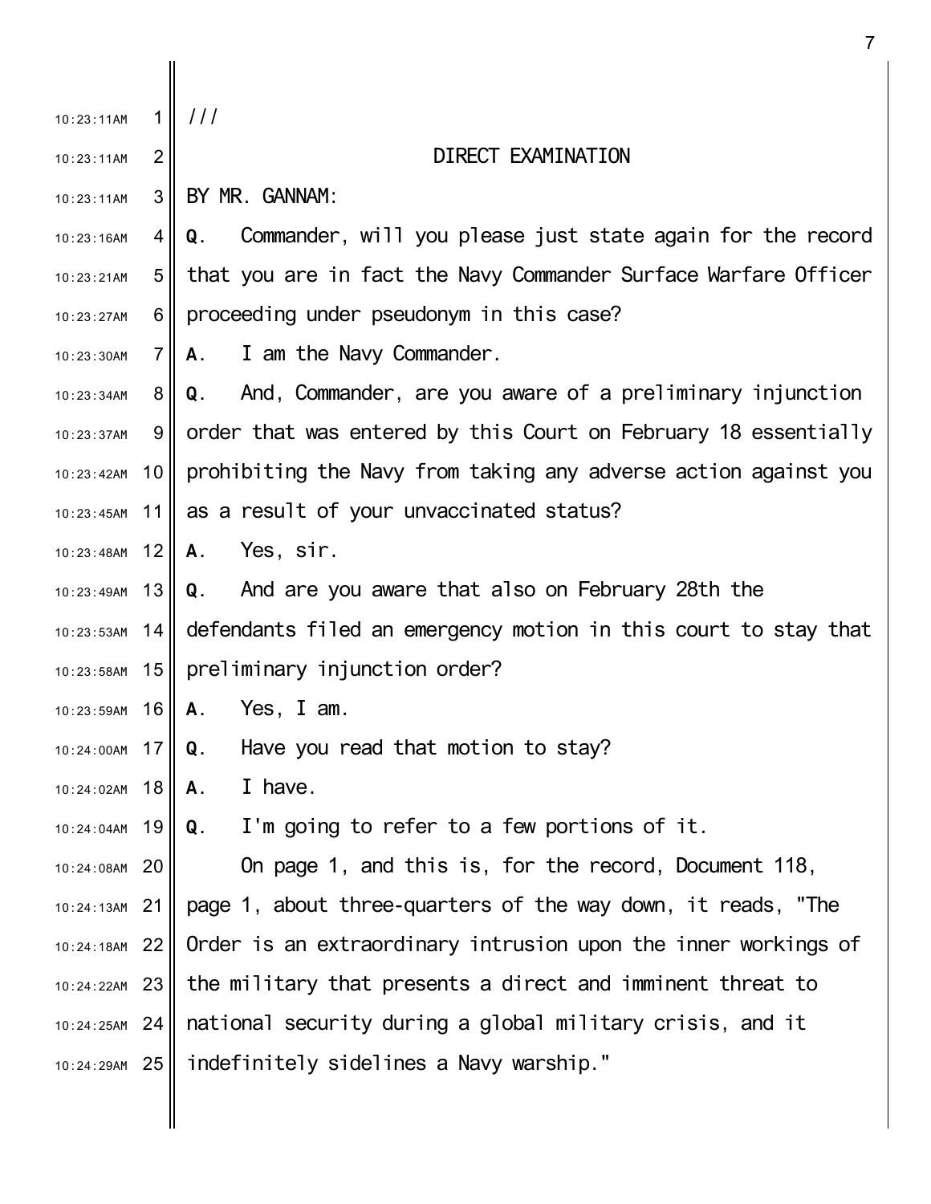///

DIRECT EXAMINATION

BY MR. GANNAM:

**Q.** Commander, will you please just state again for the record that you are in fact the Navy Commander Surface Warfare Officer proceeding under pseudonym in this case?

**A.** I am the Navy Commander.

**Q.** And, Commander, are you aware of a preliminary injunction order that was entered by this Court on February 18 essentially prohibiting the Navy from taking any adverse action against you as a result of your unvaccinated status?

**A.** Yes, sir.

**Q.** And are you aware that also on February 28th the defendants filed an emergency motion in this court to stay that preliminary injunction order?

**A.** Yes, I am.

**Q.** Have you read that motion to stay?

**A.** I have.

**Q.** I'm going to refer to a few portions of it.

On page 1, and this is, for the record, Document 118, page 1, about three-quarters of the way down, it reads, "The Order is an extraordinary intrusion upon the inner workings of the military that presents a direct and imminent threat to national security during a global military crisis, and it indefinitely sidelines a Navy warship."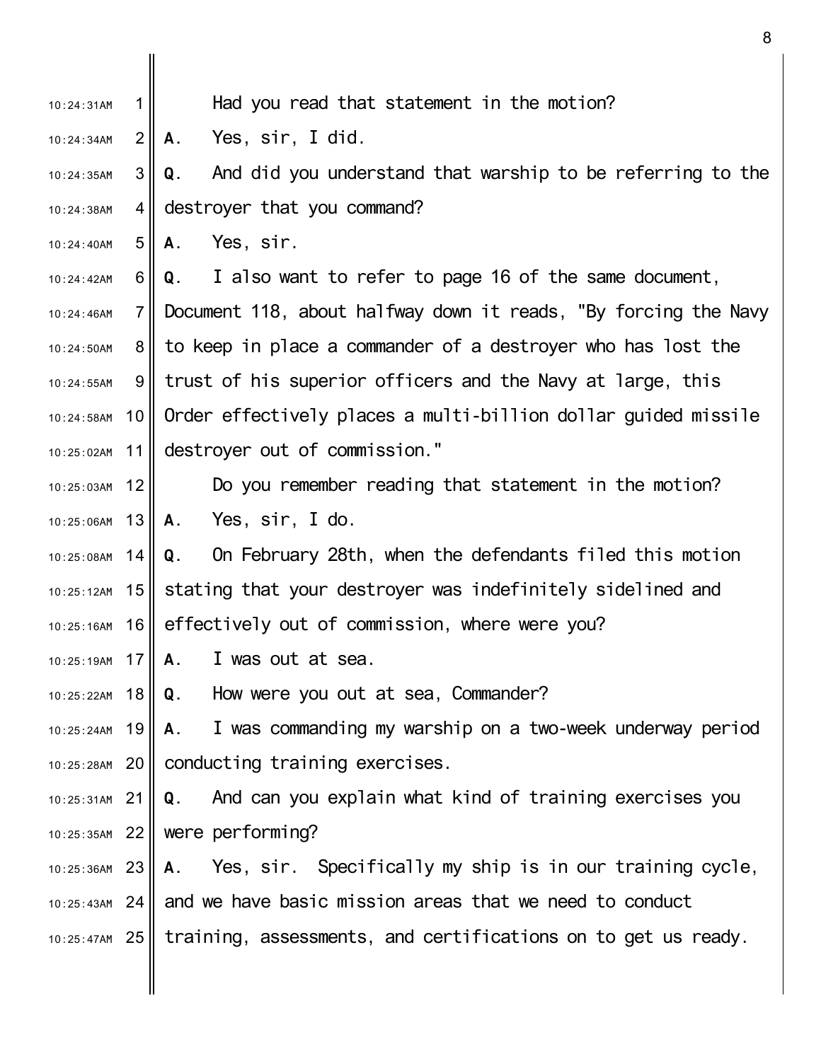Had you read that statement in the motion?

**A.** Yes, sir, I did.

**Q.** And did you understand that warship to be referring to the destroyer that you command?

**A.** Yes, sir.

**Q.** I also want to refer to page 16 of the same document, Document 118, about halfway down it reads, "By forcing the Navy to keep in place a commander of a destroyer who has lost the trust of his superior officers and the Navy at large, this Order effectively places a multi-billion dollar guided missile destroyer out of commission."

Do you remember reading that statement in the motion?

**A.** Yes, sir, I do.

**Q.** On February 28th, when the defendants filed this motion stating that your destroyer was indefinitely sidelined and effectively out of commission, where were you?

**A.** I was out at sea.

**Q.** How were you out at sea, Commander?

**A.** I was commanding my warship on a two-week underway period conducting training exercises.

**Q.** And can you explain what kind of training exercises you were performing?

**A.** Yes, sir. Specifically my ship is in our training cycle, and we have basic mission areas that we need to conduct training, assessments, and certifications on to get us ready.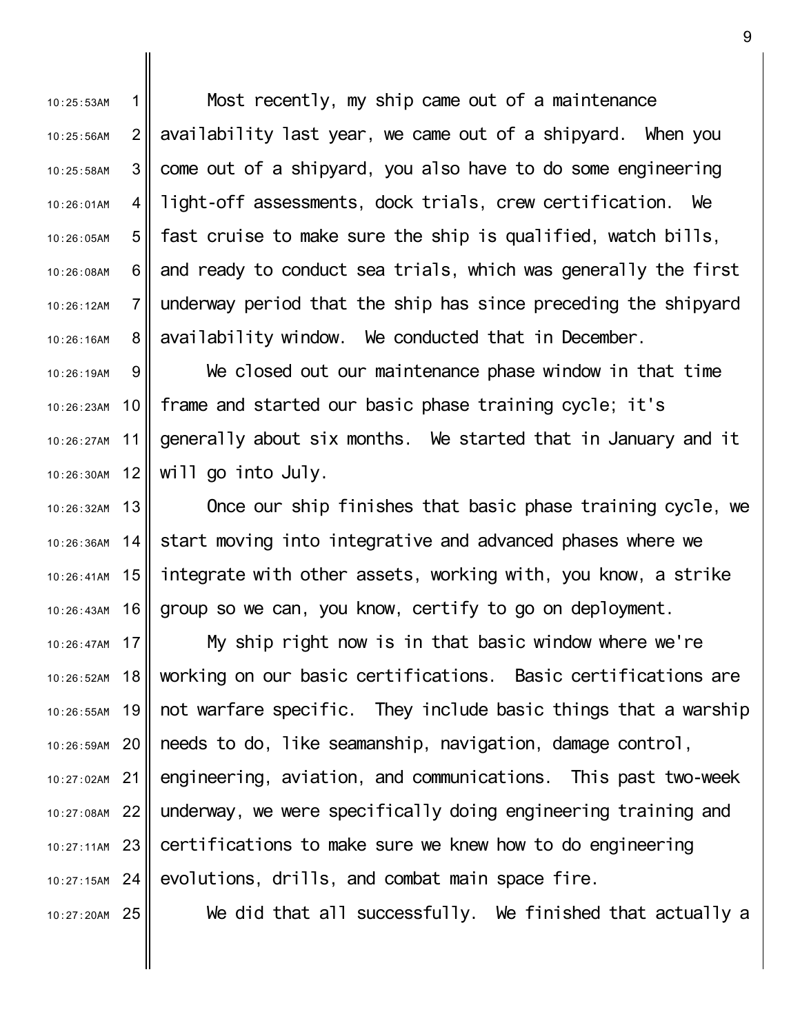Most recently, my ship came out of a maintenance availability last year, we came out of a shipyard. When you come out of a shipyard, you also have to do some engineering light-off assessments, dock trials, crew certification. We fast cruise to make sure the ship is qualified, watch bills, and ready to conduct sea trials, which was generally the first underway period that the ship has since preceding the shipyard availability window. We conducted that in December.

We closed out our maintenance phase window in that time frame and started our basic phase training cycle; it's generally about six months. We started that in January and it will go into July.

Once our ship finishes that basic phase training cycle, we start moving into integrative and advanced phases where we integrate with other assets, working with, you know, a strike group so we can, you know, certify to go on deployment.

My ship right now is in that basic window where we're working on our basic certifications. Basic certifications are not warfare specific. They include basic things that a warship needs to do, like seamanship, navigation, damage control, engineering, aviation, and communications. This past two-week underway, we were specifically doing engineering training and certifications to make sure we knew how to do engineering evolutions, drills, and combat main space fire.

We did that all successfully. We finished that actually a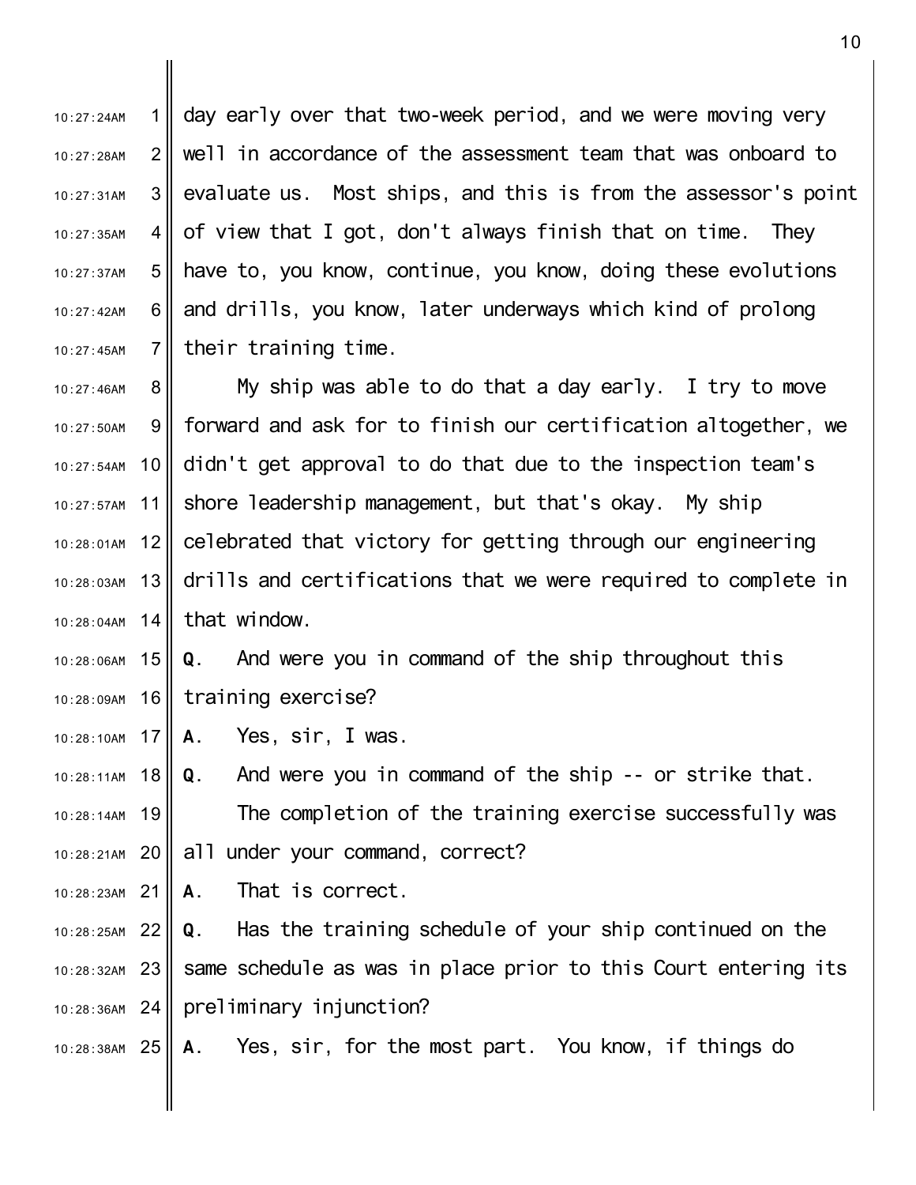day early over that two-week period, and we were moving very well in accordance of the assessment team that was onboard to evaluate us. Most ships, and this is from the assessor's point of view that I got, don't always finish that on time. They have to, you know, continue, you know, doing these evolutions and drills, you know, later underways which kind of prolong their training time.

My ship was able to do that a day early. I try to move forward and ask for to finish our certification altogether, we didn't get approval to do that due to the inspection team's shore leadership management, but that's okay. My ship celebrated that victory for getting through our engineering drills and certifications that we were required to complete in that window.

**Q**. And were you in command of the ship throughout this training exercise?

**A**. Yes, sir, I was.

**Q**. And were you in command of the ship -- or strike that.

The completion of the training exercise successfully was all under your command, correct?

**A**. That is correct.

**Q**. Has the training schedule of your ship continued on the same schedule as was in place prior to this Court entering its preliminary injunction?

**A**. Yes, sir, for the most part. You know, if things do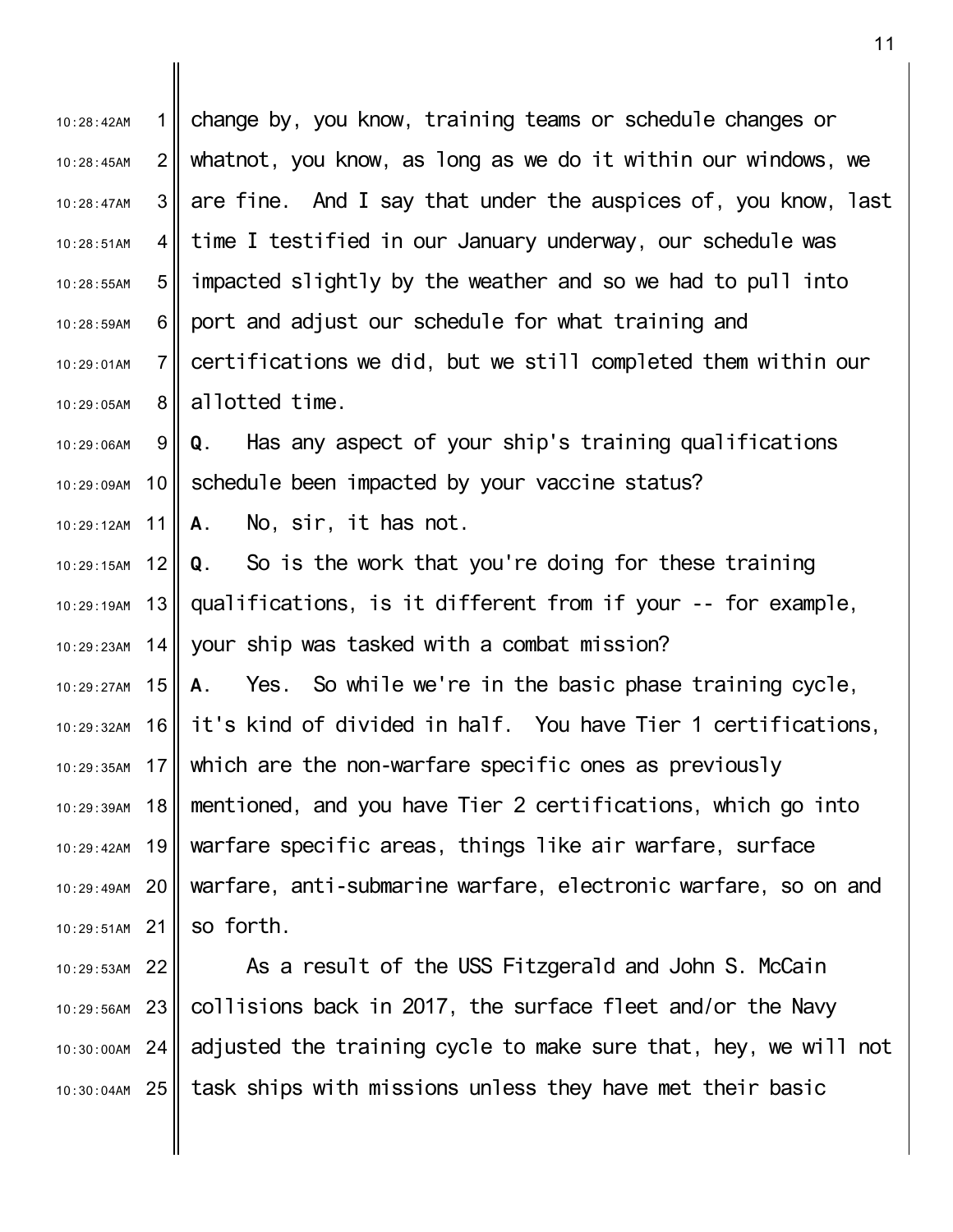change by, you know, training teams or schedule changes or whatnot, you know, as long as we do it within our windows, we are fine. And I say that under the auspices of, you know, last time I testified in our January underway, our schedule was impacted slightly by the weather and so we had to pull into port and adjust our schedule for what training and certifications we did, but we still completed them within our allotted time.

**Q**. Has any aspect of your ship's training qualifications schedule been impacted by your vaccine status?

**A**. No, sir, it has not.

**Q**. So is the work that you're doing for these training qualifications, is it different from if your -- for example, your ship was tasked with a combat mission?

**A**. Yes. So while we're in the basic phase training cycle, it's kind of divided in half. You have Tier 1 certifications, which are the non-warfare specific ones as previously mentioned, and you have Tier 2 certifications, which go into warfare specific areas, things like air warfare, surface warfare, anti-submarine warfare, electronic warfare, so on and so forth.

As a result of the USS Fitzgerald and John S. McCain collisions back in 2017, the surface fleet and/or the Navy adjusted the training cycle to make sure that, hey, we will not task ships with missions unless they have met their basic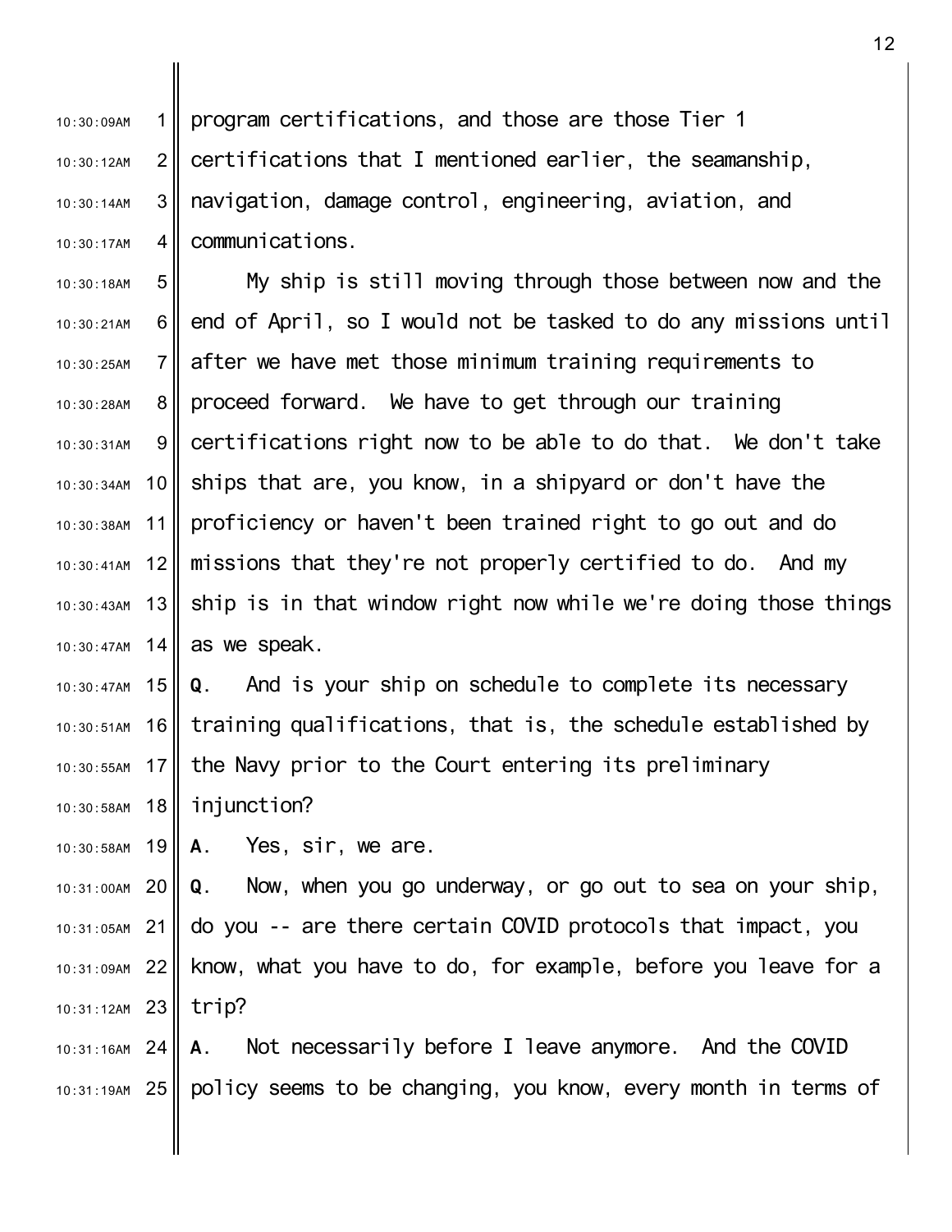program certifications, and those are those Tier 1 certifications that I mentioned earlier, the seamanship, navigation, damage control, engineering, aviation, and communications.

My ship is still moving through those between now and the end of April, so I would not be tasked to do any missions until after we have met those minimum training requirements to proceed forward. We have to get through our training certifications right now to be able to do that. We don't take ships that are, you know, in a shipyard or don't have the proficiency or haven't been trained right to go out and do missions that they're not properly certified to do. And my ship is in that window right now while we're doing those things as we speak.

**Q**. And is your ship on schedule to complete its necessary training qualifications, that is, the schedule established by the Navy prior to the Court entering its preliminary injunction?

**A**. Yes, sir, we are.

**Q**. Now, when you go underway, or go out to sea on your ship, do you -- are there certain COVID protocols that impact, you know, what you have to do, for example, before you leave for a trip?

**A**. Not necessarily before I leave anymore. And the COVID policy seems to be changing, you know, every month in terms of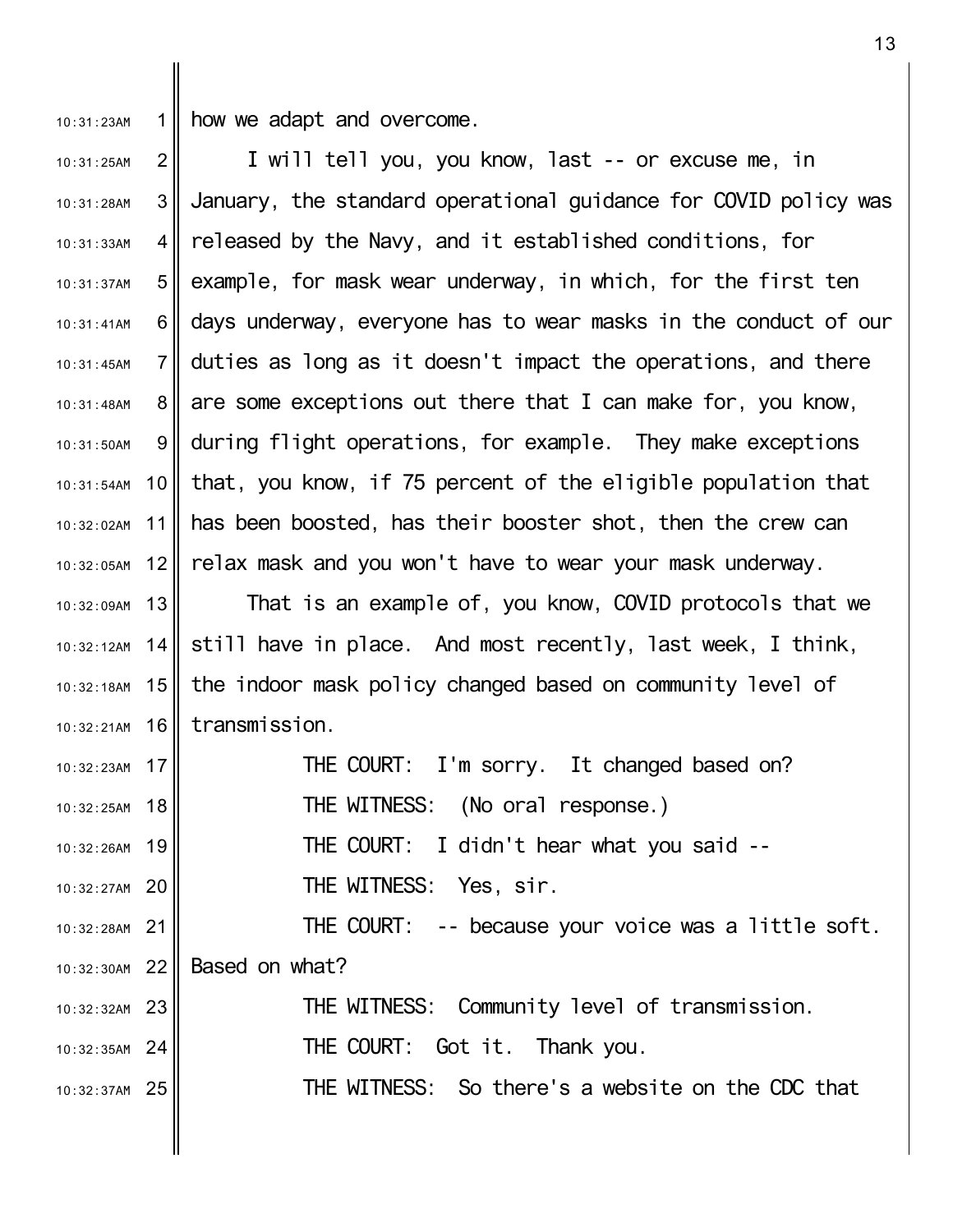how we adapt and overcome.

I will tell you, you know, last -- or excuse me, in January, the standard operational guidance for COVID policy was released by the Navy, and it established conditions, for example, for mask wear underway, in which, for the first ten days underway, everyone has to wear masks in the conduct of our duties as long as it doesn't impact the operations, and there are some exceptions out there that I can make for, you know, during flight operations, for example. They make exceptions that, you know, if 75 percent of the eligible population that has been boosted, has their booster shot, then the crew can relax mask and you won't have to wear your mask underway.

That is an example of, you know, COVID protocols that we still have in place. And most recently, last week, I think, the indoor mask policy changed based on community level of transmission.

THE COURT: I'm sorry. It changed based on?

THE WITNESS: (No oral response.)

THE COURT: I didn't hear what you said --

THE WITNESS: Yes, sir.

THE COURT: -- because your voice was a little soft. Based on what?

THE WITNESS: Community level of transmission.

THE COURT: Got it. Thank you.

THE WITNESS: So there's a website on the CDC that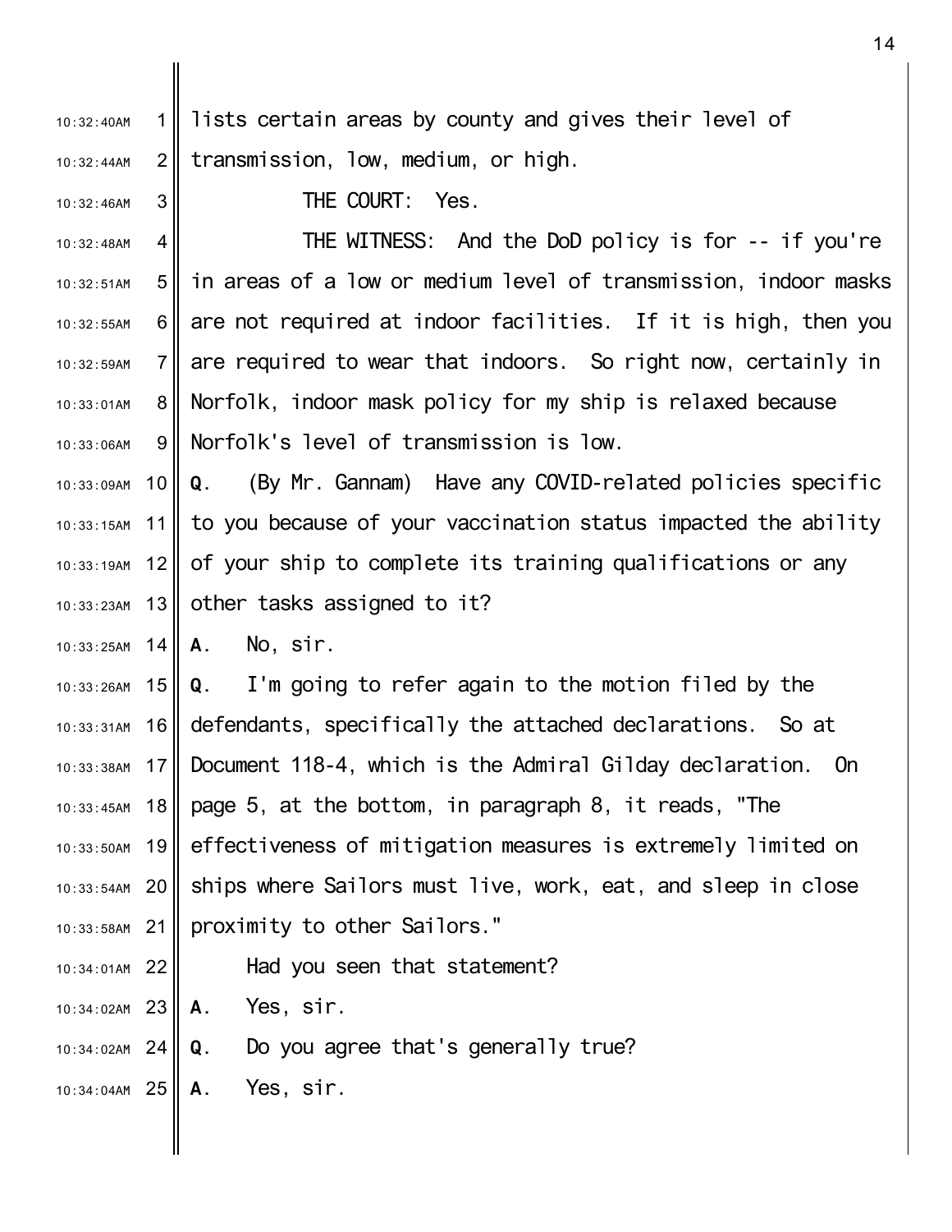lists certain areas by county and gives their level of transmission, low, medium, or high.

THE COURT: Yes.

THE WITNESS: And the DoD policy is for -- if you're in areas of a low or medium level of transmission, indoor masks are not required at indoor facilities. If it is high, then you are required to wear that indoors. So right now, certainly in Norfolk, indoor mask policy for my ship is relaxed because Norfolk's level of transmission is low.

**Q**. (By Mr. Gannam) Have any COVID-related policies specific to you because of your vaccination status impacted the ability of your ship to complete its training qualifications or any other tasks assigned to it?

**A**. No, sir.

**Q**. I'm going to refer again to the motion filed by the defendants, specifically the attached declarations. So at Document 118-4, which is the Admiral Gilday declaration. On page 5, at the bottom, in paragraph 8, it reads, "The effectiveness of mitigation measures is extremely limited on ships where Sailors must live, work, eat, and sleep in close proximity to other Sailors."

Had you seen that statement?

**A**. Yes, sir.

**Q**. Do you agree that's generally true?

**A**. Yes, sir.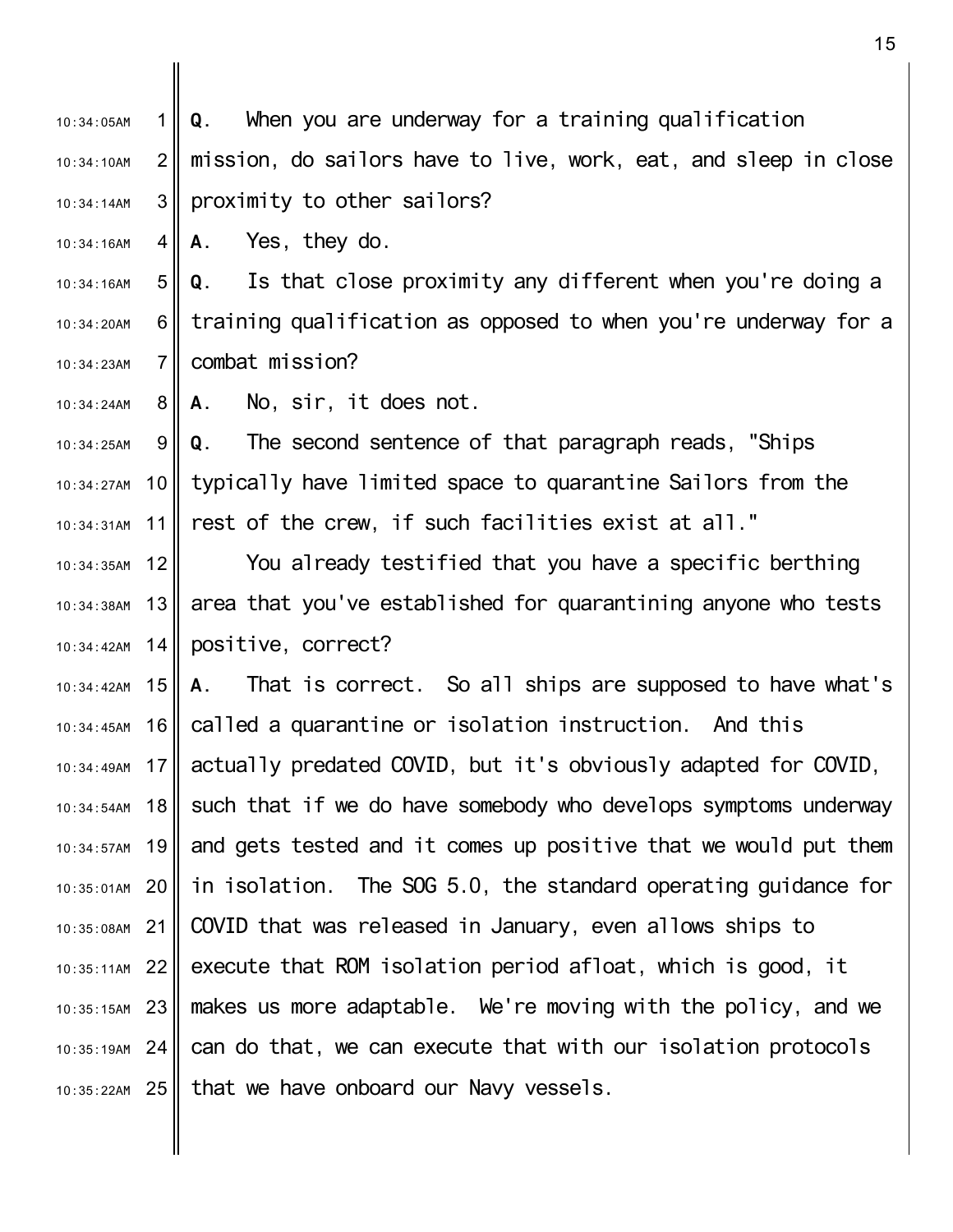**Q**. When you are underway for a training qualification mission, do sailors have to live, work, eat, and sleep in close proximity to other sailors?

**A**. Yes, they do.

**Q**. Is that close proximity any different when you're doing a training qualification as opposed to when you're underway for a combat mission?

**A**. No, sir, it does not.

**Q**. The second sentence of that paragraph reads, "Ships typically have limited space to quarantine Sailors from the rest of the crew, if such facilities exist at all."

You already testified that you have a specific berthing area that you've established for quarantining anyone who tests positive, correct?

**A**. That is correct. So all ships are supposed to have what's called a quarantine or isolation instruction. And this actually predated COVID, but it's obviously adapted for COVID, such that if we do have somebody who develops symptoms underway and gets tested and it comes up positive that we would put them in isolation. The SOG 5.0, the standard operating guidance for COVID that was released in January, even allows ships to execute that ROM isolation period afloat, which is good, it makes us more adaptable. We're moving with the policy, and we can do that, we can execute that with our isolation protocols that we have onboard our Navy vessels.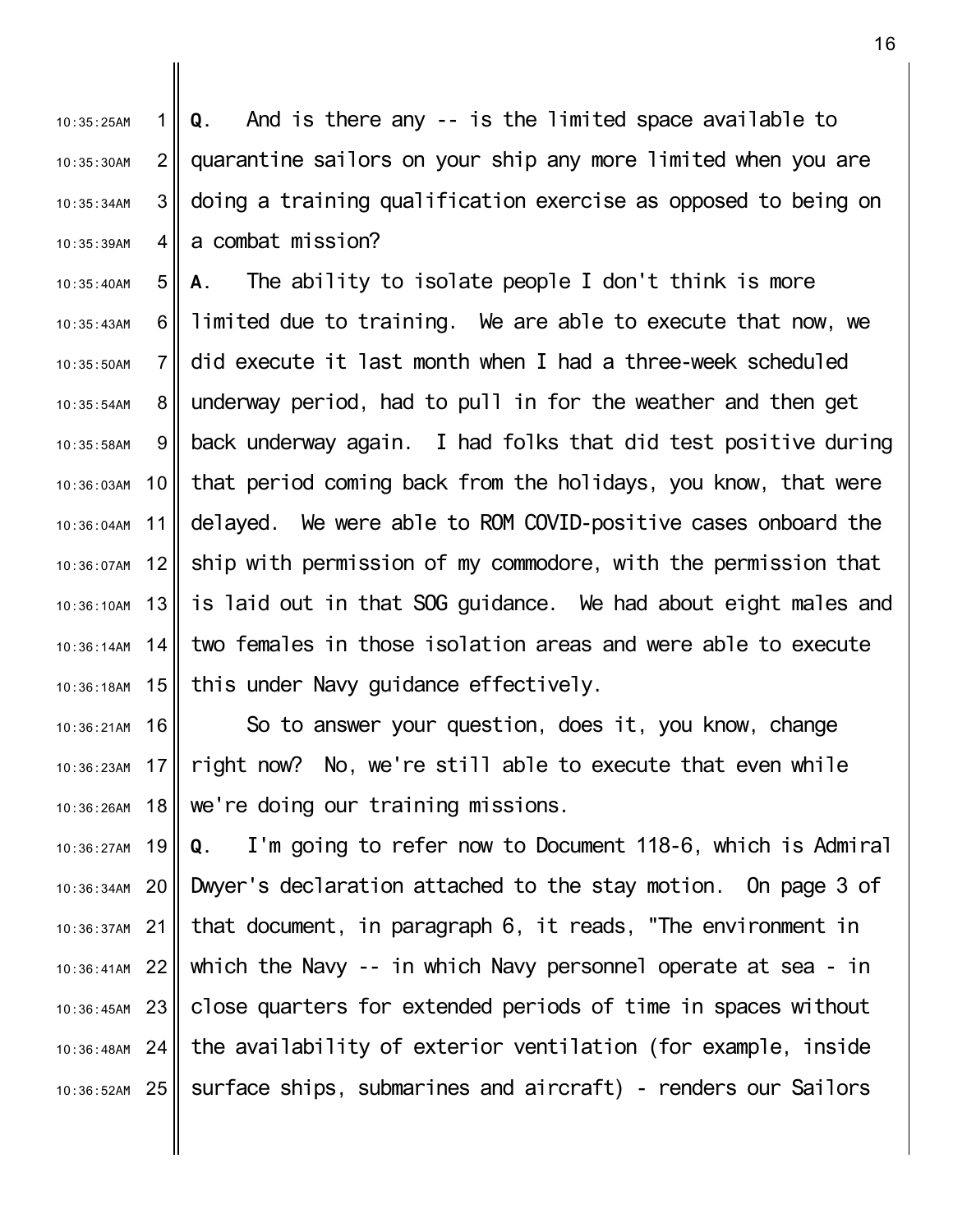**Q**. And is there any -- is the limited space available to quarantine sailors on your ship any more limited when you are doing a training qualification exercise as opposed to being on a combat mission?

**A**. The ability to isolate people I don't think is more limited due to training. We are able to execute that now, we did execute it last month when I had a three-week scheduled underway period, had to pull in for the weather and then get back underway again. I had folks that did test positive during that period coming back from the holidays, you know, that were delayed. We were able to ROM COVID-positive cases onboard the ship with permission of my commodore, with the permission that is laid out in that SOG guidance. We had about eight males and two females in those isolation areas and were able to execute this under Navy guidance effectively.

So to answer your question, does it, you know, change right now? No, we're still able to execute that even while we're doing our training missions.

**Q**. I'm going to refer now to Document 118-6, which is Admiral Dwyer's declaration attached to the stay motion. On page 3 of that document, in paragraph 6, it reads, "The environment in which the Navy -- in which Navy personnel operate at sea - in close quarters for extended periods of time in spaces without the availability of exterior ventilation (for example, inside surface ships, submarines and aircraft) - renders our Sailors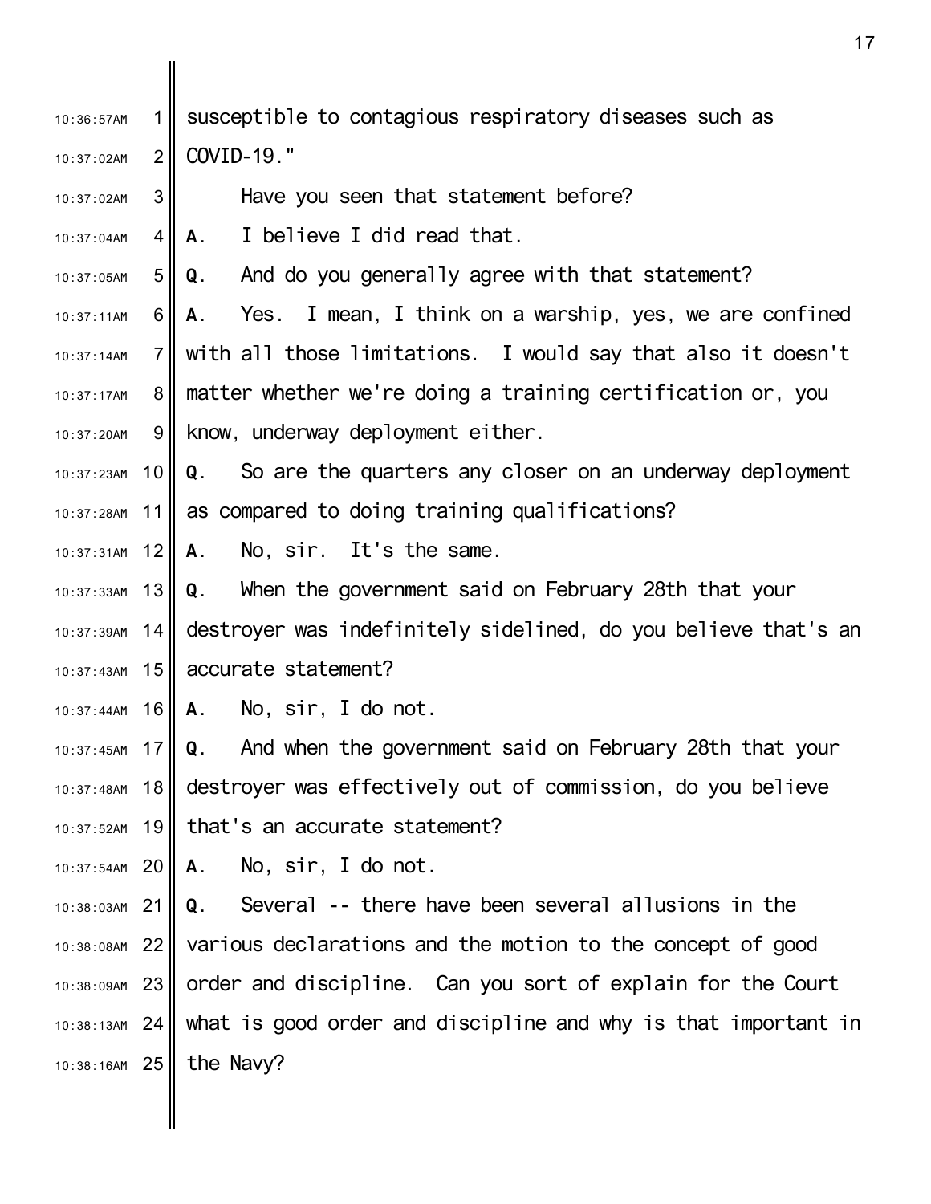susceptible to contagious respiratory diseases such as COVID-19."

Have you seen that statement before?

**A**. I believe I did read that.

**Q**. And do you generally agree with that statement?

**A**. Yes. I mean, I think on a warship, yes, we are confined with all those limitations. I would say that also it doesn't matter whether we're doing a training certification or, you know, underway deployment either.

**Q**. So are the quarters any closer on an underway deployment as compared to doing training qualifications?

**A**. No, sir. It's the same.

**Q**. When the government said on February 28th that your destroyer was indefinitely sidelined, do you believe that's an accurate statement?

**A**. No, sir, I do not.

**Q**. And when the government said on February 28th that your destroyer was effectively out of commission, do you believe that's an accurate statement?

**A**. No, sir, I do not.

**Q**. Several -- there have been several allusions in the various declarations and the motion to the concept of good order and discipline. Can you sort of explain for the Court what is good order and discipline and why is that important in the Navy?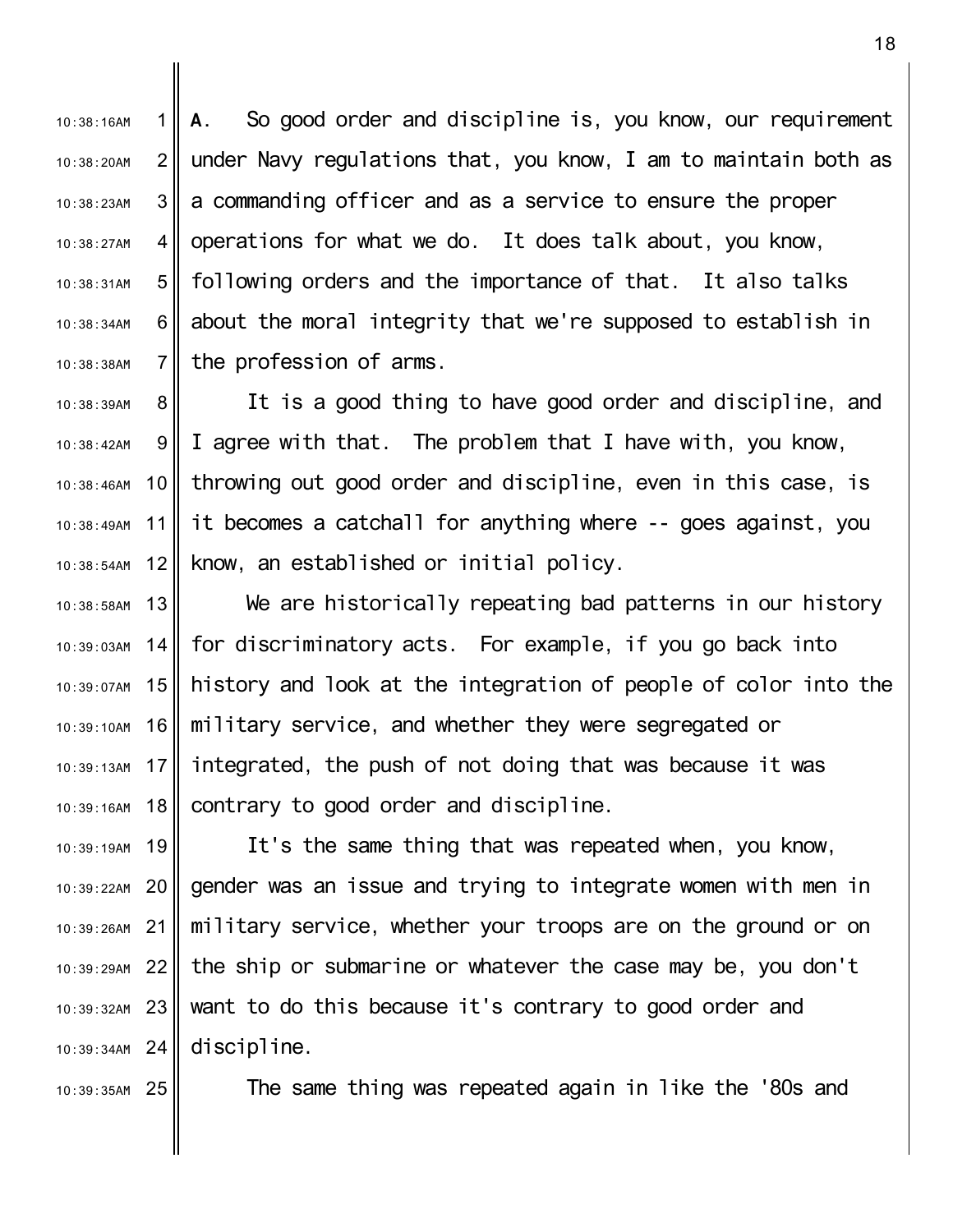**A.** So good order and discipline is, you know, our requirement under Navy regulations that, you know, I am to maintain both as a commanding officer and as a service to ensure the proper operations for what we do. It does talk about, you know, following orders and the importance of that. It also talks about the moral integrity that we're supposed to establish in the profession of arms.

It is a good thing to have good order and discipline, and I agree with that. The problem that I have with, you know, throwing out good order and discipline, even in this case, is it becomes a catchall for anything where -- goes against, you know, an established or initial policy.

We are historically repeating bad patterns in our history for discriminatory acts. For example, if you go back into history and look at the integration of people of color into the military service, and whether they were segregated or integrated, the push of not doing that was because it was contrary to good order and discipline.

It's the same thing that was repeated when, you know, gender was an issue and trying to integrate women with men in military service, whether your troops are on the ground or on the ship or submarine or whatever the case may be, you don't want to do this because it's contrary to good order and discipline.

The same thing was repeated again in like the '80s and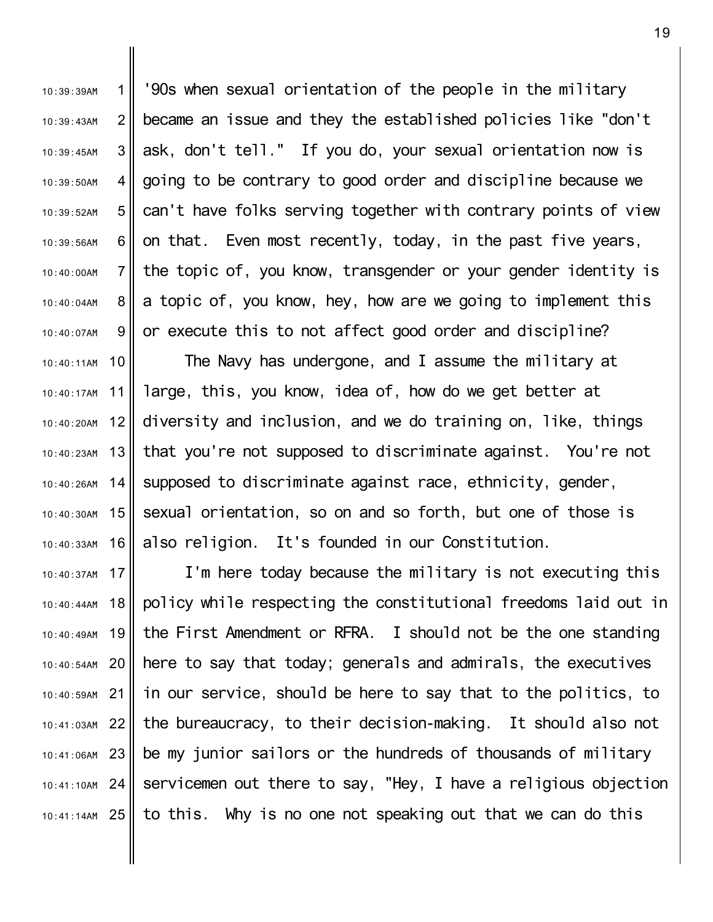'90s when sexual orientation of the people in the military became an issue and they the established policies like "don't ask, don't tell." If you do, your sexual orientation now is going to be contrary to good order and discipline because we can't have folks serving together with contrary points of view on that. Even most recently, today, in the past five years, the topic of, you know, transgender or your gender identity is a topic of, you know, hey, how are we going to implement this or execute this to not affect good order and discipline?

The Navy has undergone, and I assume the military at large, this, you know, idea of, how do we get better at diversity and inclusion, and we do training on, like, things that you're not supposed to discriminate against. You're not supposed to discriminate against race, ethnicity, gender, sexual orientation, so on and so forth, but one of those is also religion. It's founded in our Constitution.

I'm here today because the military is not executing this policy while respecting the constitutional freedoms laid out in the First Amendment or RFRA. I should not be the one standing here to say that today; generals and admirals, the executives in our service, should be here to say that to the politics, to the bureaucracy, to their decision-making. It should also not be my junior sailors or the hundreds of thousands of military servicemen out there to say, "Hey, I have a religious objection to this. Why is no one not speaking out that we can do this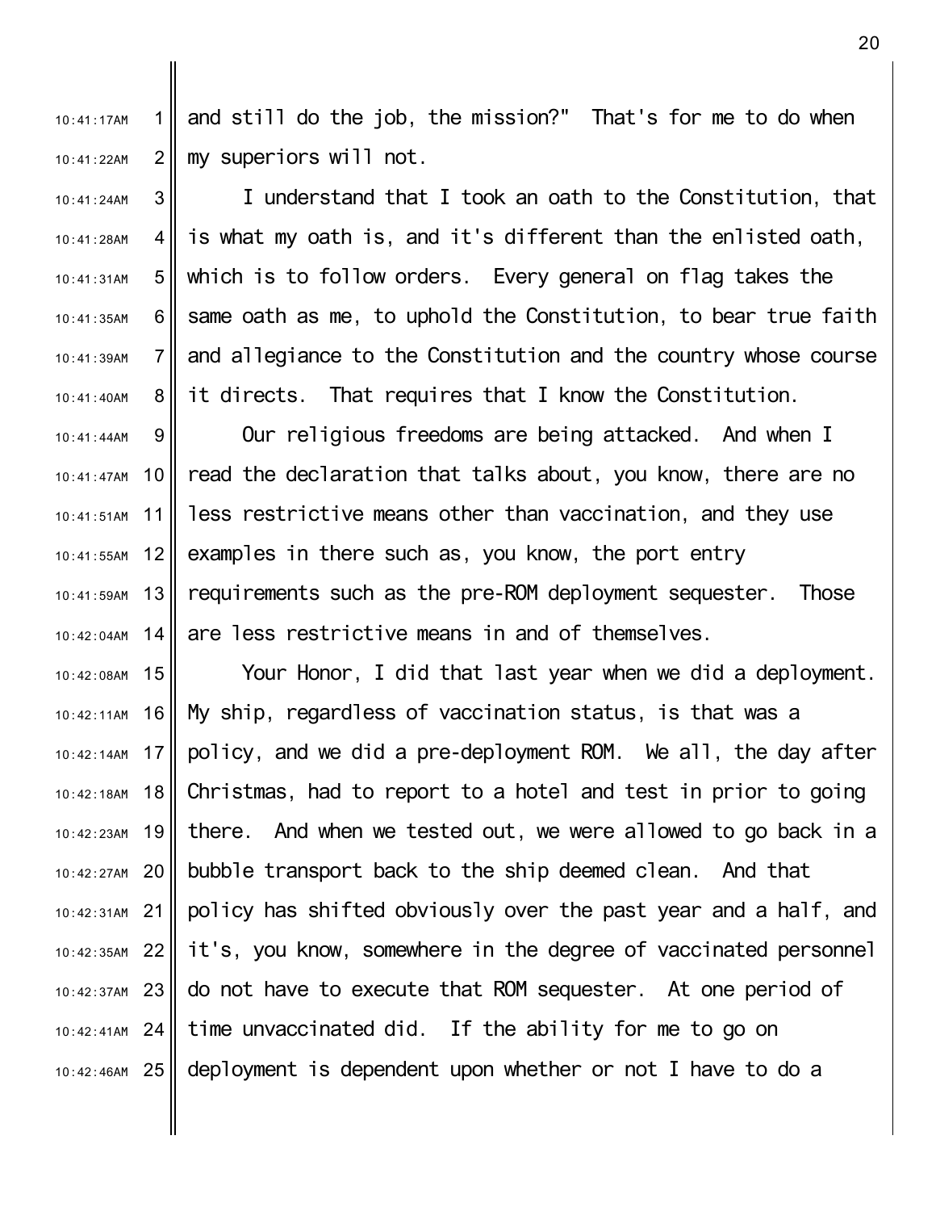and still do the job, the mission?" That's for me to do when my superiors will not.

I understand that I took an oath to the Constitution, that is what my oath is, and it's different than the enlisted oath, which is to follow orders. Every general on flag takes the same oath as me, to uphold the Constitution, to bear true faith and allegiance to the Constitution and the country whose course it directs. That requires that I know the Constitution.

Our religious freedoms are being attacked. And when I read the declaration that talks about, you know, there are no less restrictive means other than vaccination, and they use examples in there such as, you know, the port entry requirements such as the pre-ROM deployment sequester. Those are less restrictive means in and of themselves.

Your Honor, I did that last year when we did a deployment. My ship, regardless of vaccination status, is that was a policy, and we did a pre-deployment ROM. We all, the day after Christmas, had to report to a hotel and test in prior to going there. And when we tested out, we were allowed to go back in a bubble transport back to the ship deemed clean. And that policy has shifted obviously over the past year and a half, and it's, you know, somewhere in the degree of vaccinated personnel do not have to execute that ROM sequester. At one period of time unvaccinated did. If the ability for me to go on deployment is dependent upon whether or not I have to do a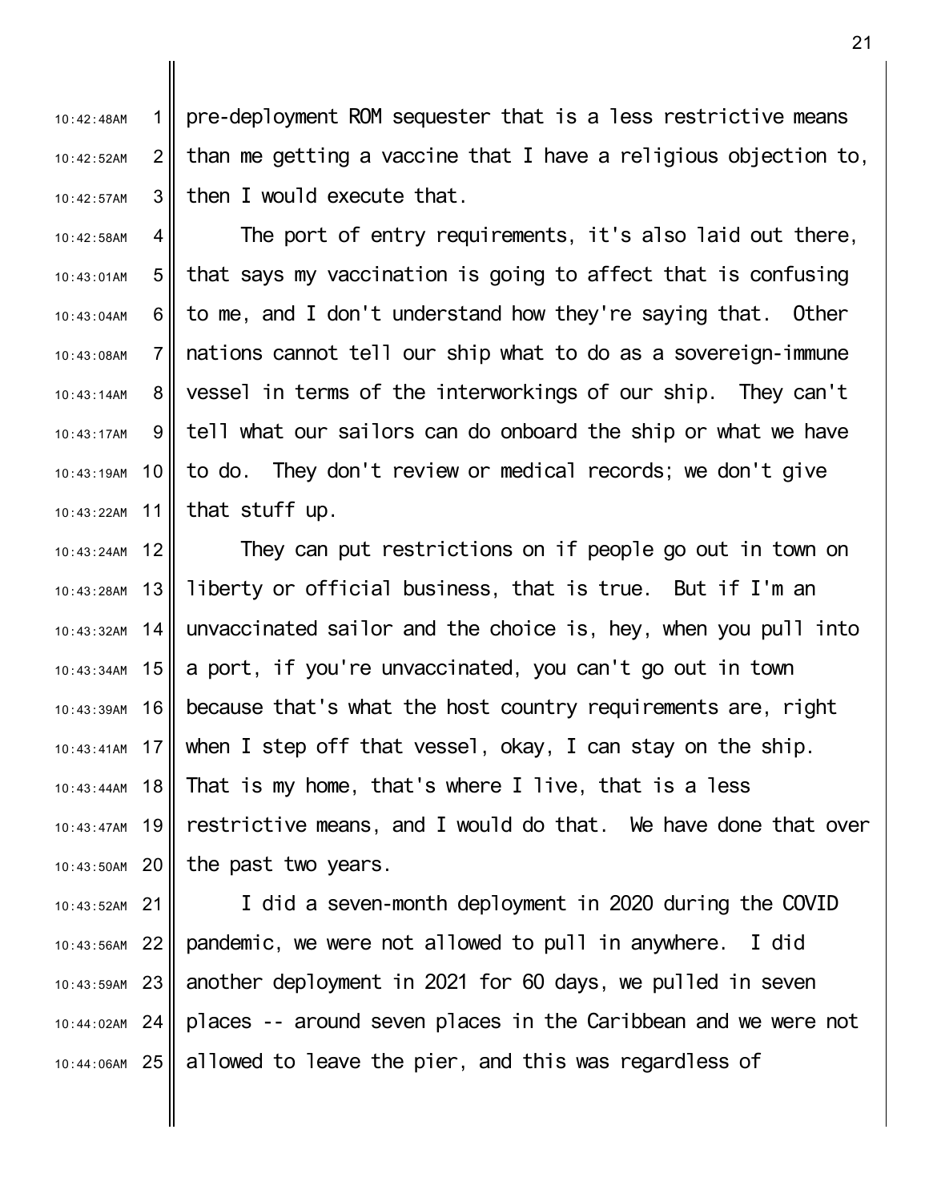pre-deployment ROM sequester that is a less restrictive means than me getting a vaccine that I have a religious objection to, then I would execute that.

The port of entry requirements, it's also laid out there, that says my vaccination is going to affect that is confusing to me, and I don't understand how they're saying that. Other nations cannot tell our ship what to do as a sovereign-immune vessel in terms of the interworkings of our ship. They can't tell what our sailors can do onboard the ship or what we have to do. They don't review or medical records; we don't give that stuff up.

They can put restrictions on if people go out in town on liberty or official business, that is true. But if I'm an unvaccinated sailor and the choice is, hey, when you pull into a port, if you're unvaccinated, you can't go out in town because that's what the host country requirements are, right when I step off that vessel, okay, I can stay on the ship. That is my home, that's where I live, that is a less restrictive means, and I would do that. We have done that over the past two years.

I did a seven-month deployment in 2020 during the COVID pandemic, we were not allowed to pull in anywhere. I did another deployment in 2021 for 60 days, we pulled in seven places -- around seven places in the Caribbean and we were not allowed to leave the pier, and this was regardless of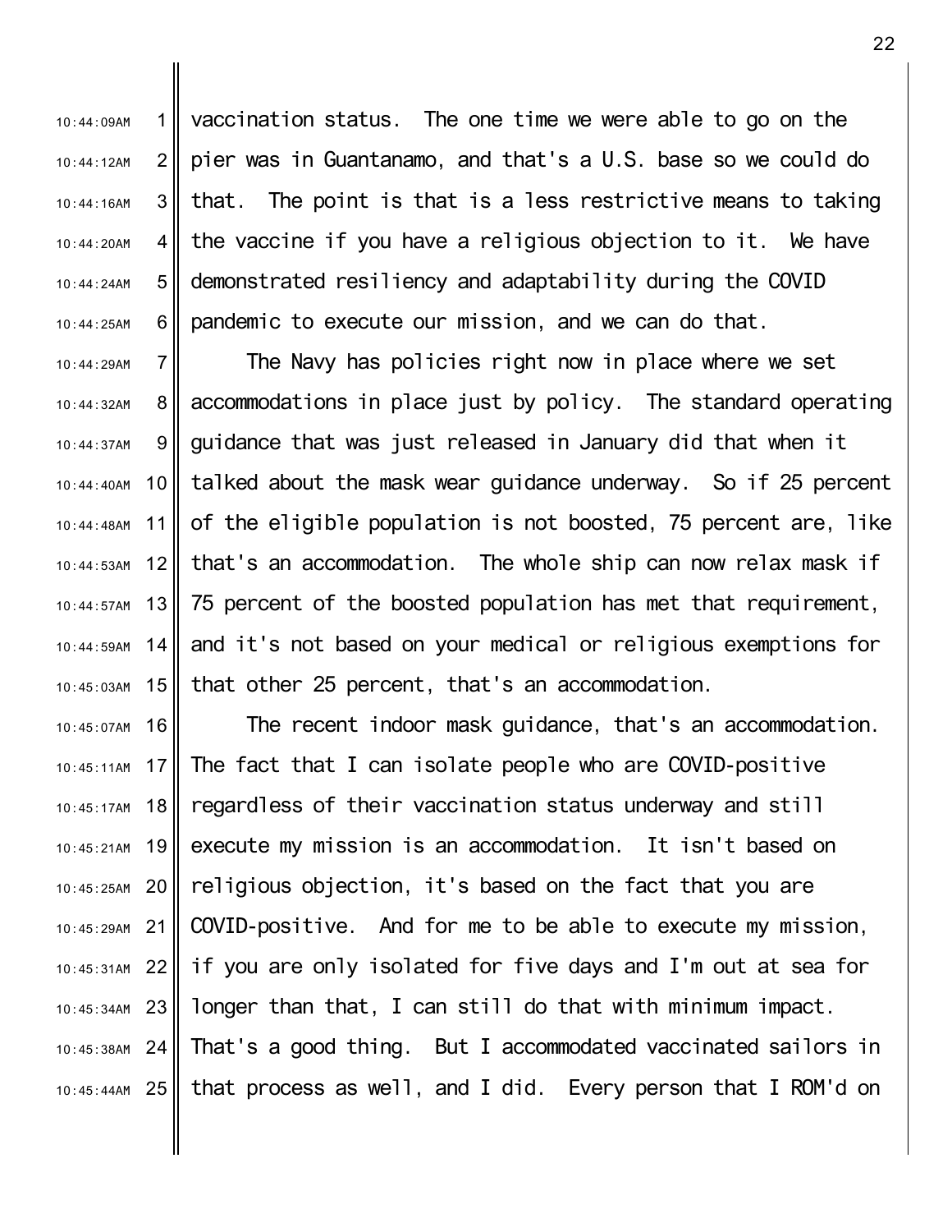vaccination status. The one time we were able to go on the pier was in Guantanamo, and that's a U.S. base so we could do that. The point is that is a less restrictive means to taking the vaccine if you have a religious objection to it. We have demonstrated resiliency and adaptability during the COVID pandemic to execute our mission, and we can do that.

The Navy has policies right now in place where we set accommodations in place just by policy. The standard operating guidance that was just released in January did that when it talked about the mask wear guidance underway. So if 25 percent of the eligible population is not boosted, 75 percent are, like that's an accommodation. The whole ship can now relax mask if 75 percent of the boosted population has met that requirement, and it's not based on your medical or religious exemptions for that other 25 percent, that's an accommodation.

The recent indoor mask guidance, that's an accommodation. The fact that I can isolate people who are COVID-positive regardless of their vaccination status underway and still execute my mission is an accommodation. It isn't based on religious objection, it's based on the fact that you are COVID-positive. And for me to be able to execute my mission, if you are only isolated for five days and I'm out at sea for longer than that, I can still do that with minimum impact. That's a good thing. But I accommodated vaccinated sailors in that process as well, and I did. Every person that I ROM'd on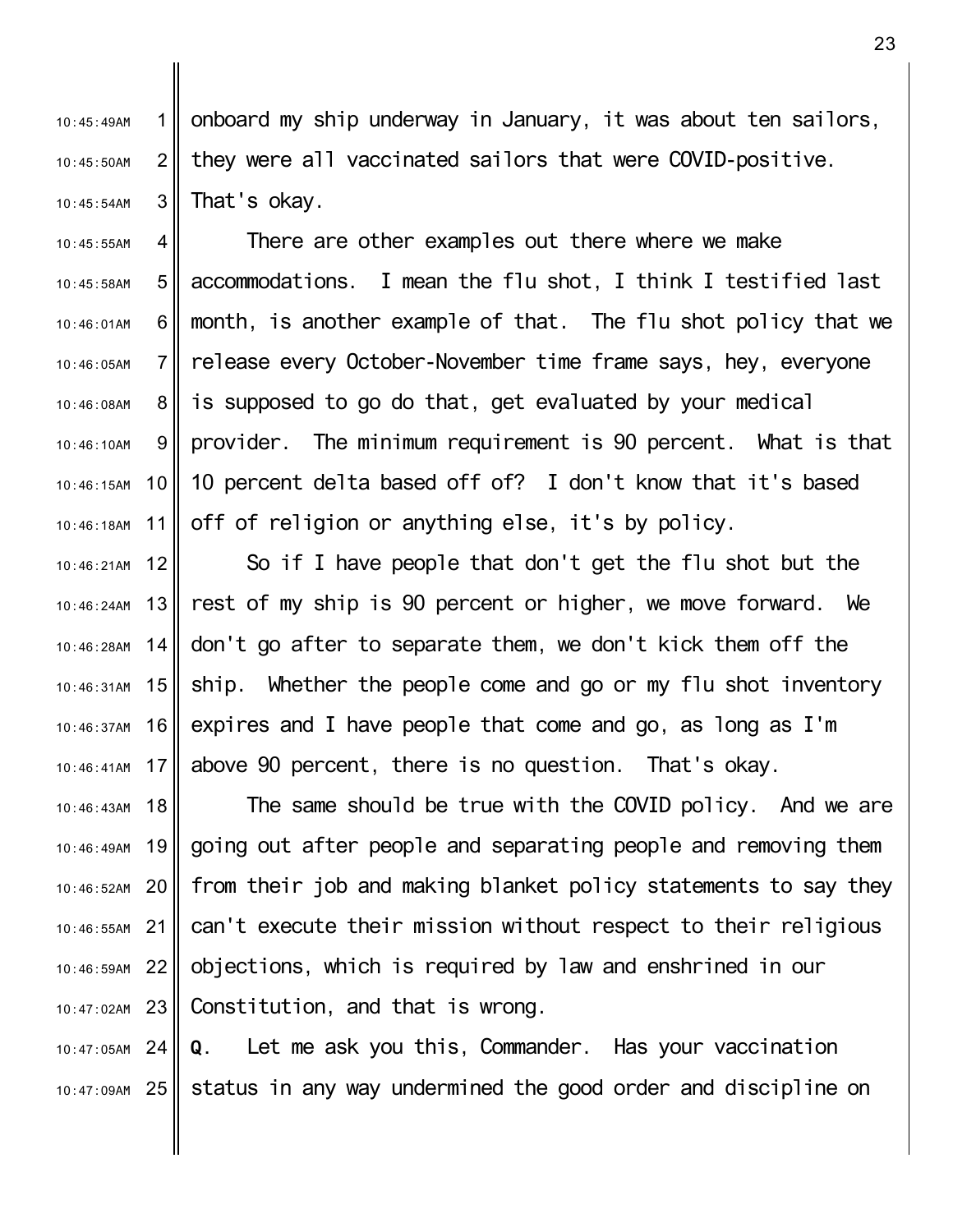onboard my ship underway in January, it was about ten sailors, they were all vaccinated sailors that were COVID-positive. That's okay.

There are other examples out there where we make accommodations. I mean the flu shot, I think I testified last month, is another example of that. The flu shot policy that we release every October-November time frame says, hey, everyone is supposed to go do that, get evaluated by your medical provider. The minimum requirement is 90 percent. What is that 10 percent delta based off of? I don't know that it's based off of religion or anything else, it's by policy.

So if I have people that don't get the flu shot but the rest of my ship is 90 percent or higher, we move forward. We don't go after to separate them, we don't kick them off the ship. Whether the people come and go or my flu shot inventory expires and I have people that come and go, as long as I'm above 90 percent, there is no question. That's okay.

The same should be true with the COVID policy. And we are going out after people and separating people and removing them from their job and making blanket policy statements to say they can't execute their mission without respect to their religious objections, which is required by law and enshrined in our Constitution, and that is wrong.

**Q**. Let me ask you this, Commander. Has your vaccination status in any way undermined the good order and discipline on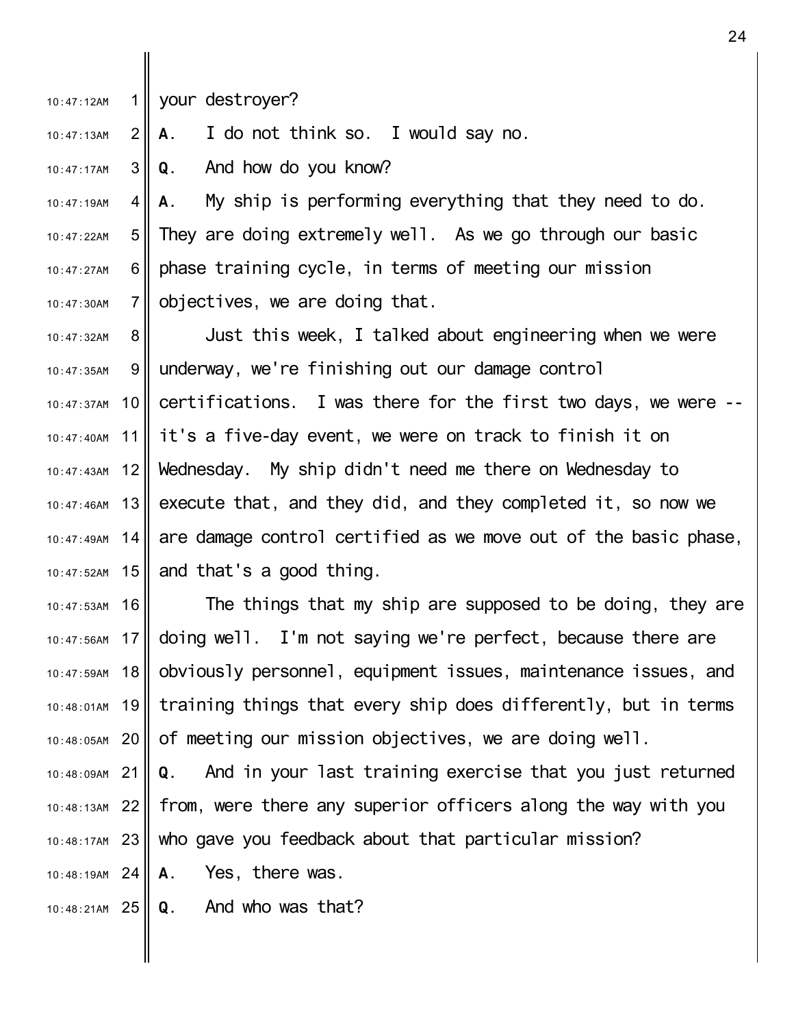your destroyer?

**A**. I do not think so. I would say no.

**Q**. And how do you know?

**A**. My ship is performing everything that they need to do. They are doing extremely well. As we go through our basic phase training cycle, in terms of meeting our mission objectives, we are doing that.

Just this week, I talked about engineering when we were underway, we're finishing out our damage control certifications. I was there for the first two days, we were -- it's a five-day event, we were on track to finish it on Wednesday. My ship didn't need me there on Wednesday to execute that, and they did, and they completed it, so now we are damage control certified as we move out of the basic phase, and that's a good thing.

The things that my ship are supposed to be doing, they are doing well. I'm not saying we're perfect, because there are obviously personnel, equipment issues, maintenance issues, and training things that every ship does differently, but in terms of meeting our mission objectives, we are doing well.

**Q**. And in your last training exercise that you just returned from, were there any superior officers along the way with you who gave you feedback about that particular mission?

**A**. Yes, there was.

**Q**. And who was that?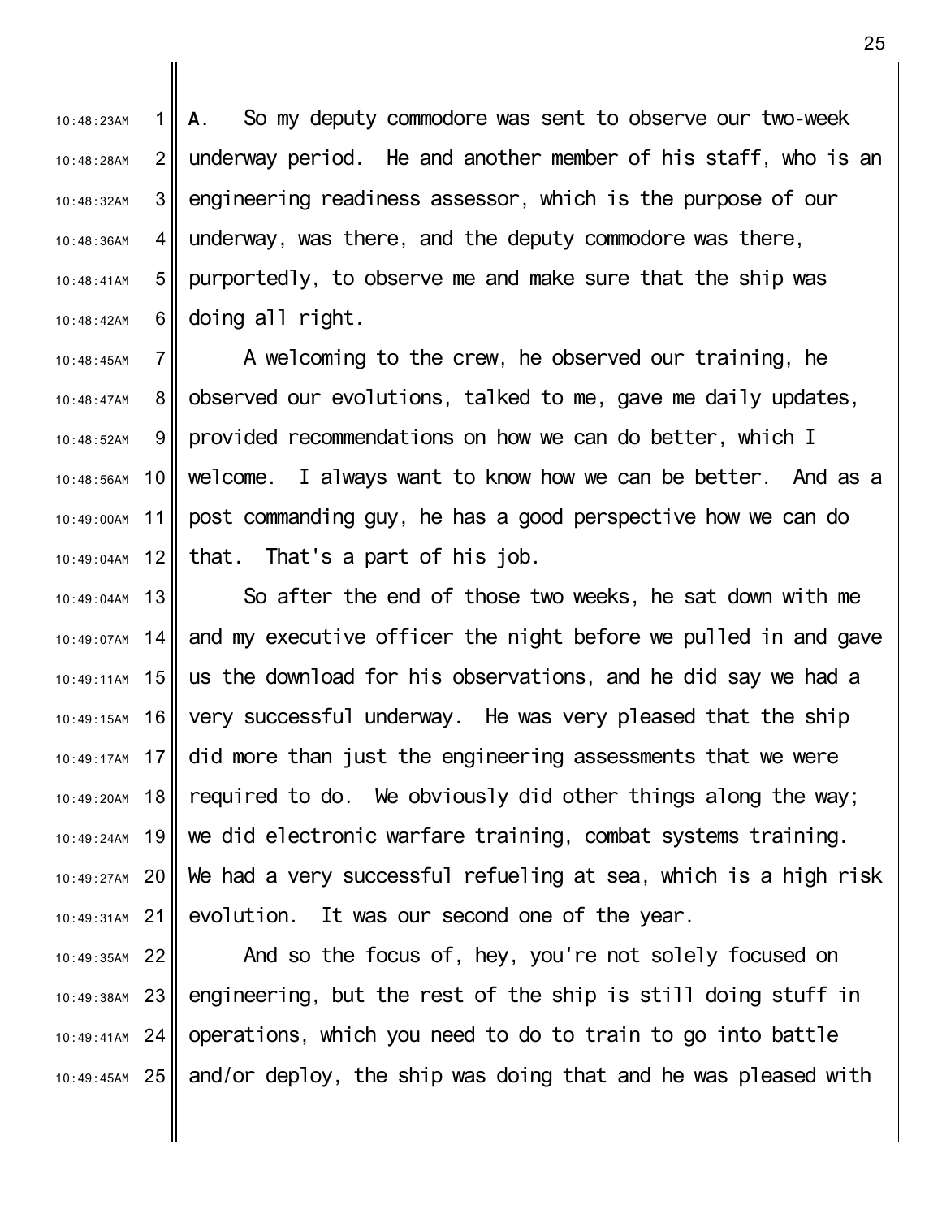**A.** So my deputy commodore was sent to observe our two-week underway period. He and another member of his staff, who is an engineering readiness assessor, which is the purpose of our underway, was there, and the deputy commodore was there, purportedly, to observe me and make sure that the ship was doing all right.

A welcoming to the crew, he observed our training, he observed our evolutions, talked to me, gave me daily updates, provided recommendations on how we can do better, which I welcome. I always want to know how we can be better. And as a post commanding guy, he has a good perspective how we can do that. That's a part of his job.

So after the end of those two weeks, he sat down with me and my executive officer the night before we pulled in and gave us the download for his observations, and he did say we had a very successful underway. He was very pleased that the ship did more than just the engineering assessments that we were required to do. We obviously did other things along the way; we did electronic warfare training, combat systems training. We had a very successful refueling at sea, which is a high risk evolution. It was our second one of the year.

And so the focus of, hey, you're not solely focused on engineering, but the rest of the ship is still doing stuff in operations, which you need to do to train to go into battle and/or deploy, the ship was doing that and he was pleased with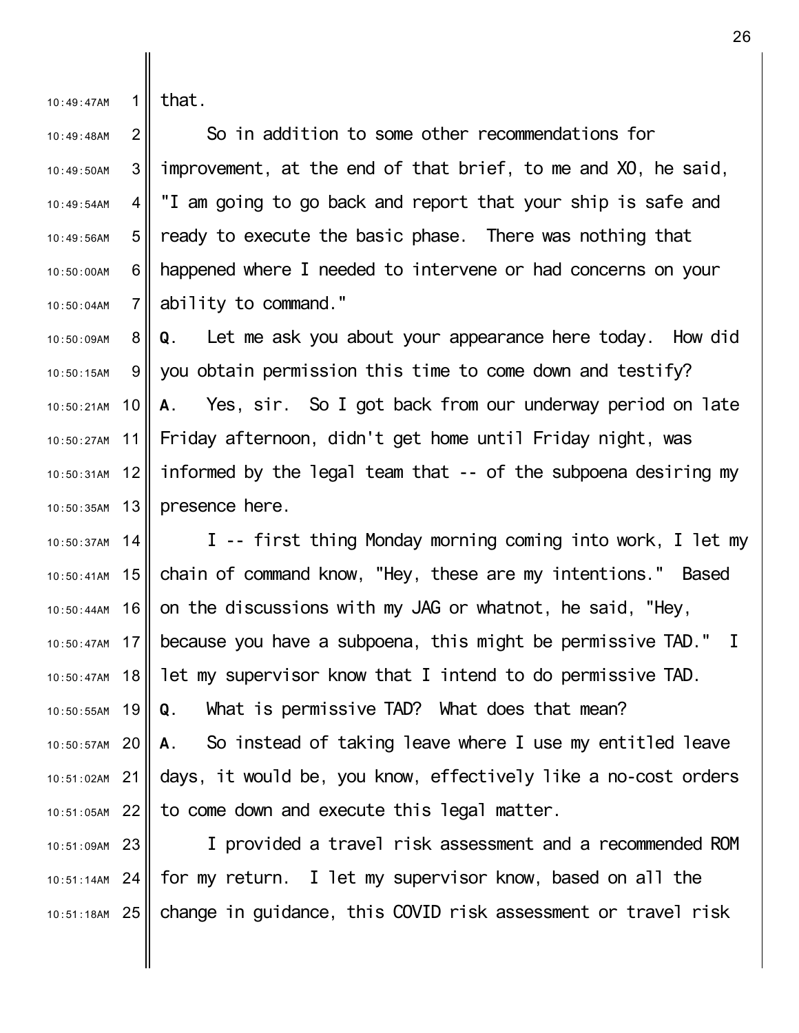that.

So in addition to some other recommendations for improvement, at the end of that brief, to me and XO, he said, "I am going to go back and report that your ship is safe and ready to execute the basic phase. There was nothing that happened where I needed to intervene or had concerns on your ability to command."

**Q**. Let me ask you about your appearance here today. How did you obtain permission this time to come down and testify?

**A**. Yes, sir. So I got back from our underway period on late Friday afternoon, didn't get home until Friday night, was informed by the legal team that -- of the subpoena desiring my presence here.

I -- first thing Monday morning coming into work, I let my chain of command know, "Hey, these are my intentions." Based on the discussions with my JAG or whatnot, he said, "Hey, because you have a subpoena, this might be permissive TAD." I let my supervisor know that I intend to do permissive TAD.

**Q**. What is permissive TAD? What does that mean?

**A**. So instead of taking leave where I use my entitled leave days, it would be, you know, effectively like a no-cost orders to come down and execute this legal matter.

I provided a travel risk assessment and a recommended ROM for my return. I let my supervisor know, based on all the change in guidance, this COVID risk assessment or travel risk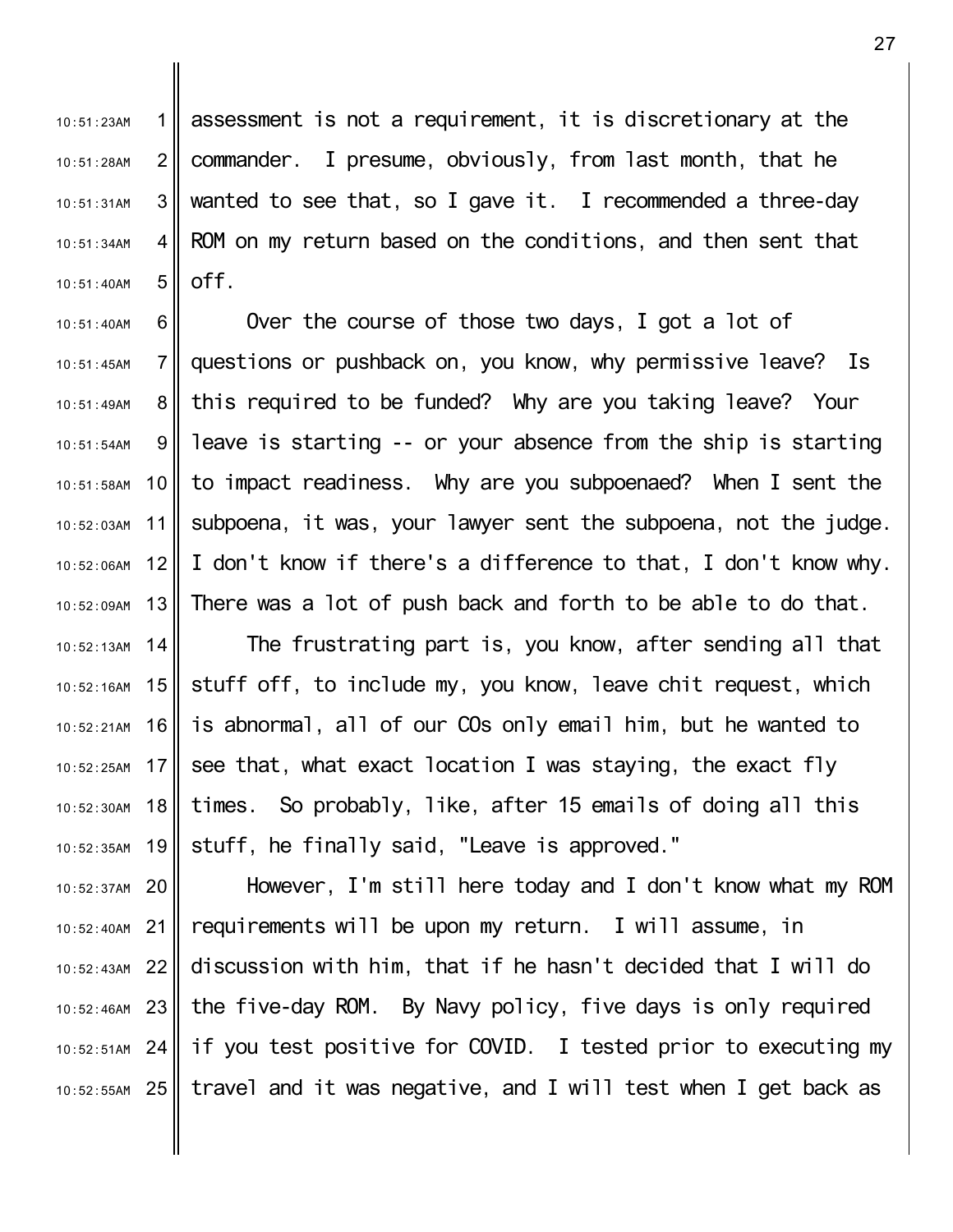assessment is not a requirement, it is discretionary at the commander. I presume, obviously, from last month, that he wanted to see that, so I gave it. I recommended a three-day ROM on my return based on the conditions, and then sent that off.

Over the course of those two days, I got a lot of questions or pushback on, you know, why permissive leave? Is this required to be funded? Why are you taking leave? Your leave is starting -- or your absence from the ship is starting to impact readiness. Why are you subpoenaed? When I sent the subpoena, it was, your lawyer sent the subpoena, not the judge. I don't know if there's a difference to that, I don't know why. There was a lot of push back and forth to be able to do that.

The frustrating part is, you know, after sending all that stuff off, to include my, you know, leave chit request, which is abnormal, all of our COs only email him, but he wanted to see that, what exact location I was staying, the exact fly times. So probably, like, after 15 emails of doing all this stuff, he finally said, "Leave is approved."

However, I'm still here today and I don't know what my ROM requirements will be upon my return. I will assume, in discussion with him, that if he hasn't decided that I will do the five-day ROM. By Navy policy, five days is only required if you test positive for COVID. I tested prior to executing my travel and it was negative, and I will test when I get back as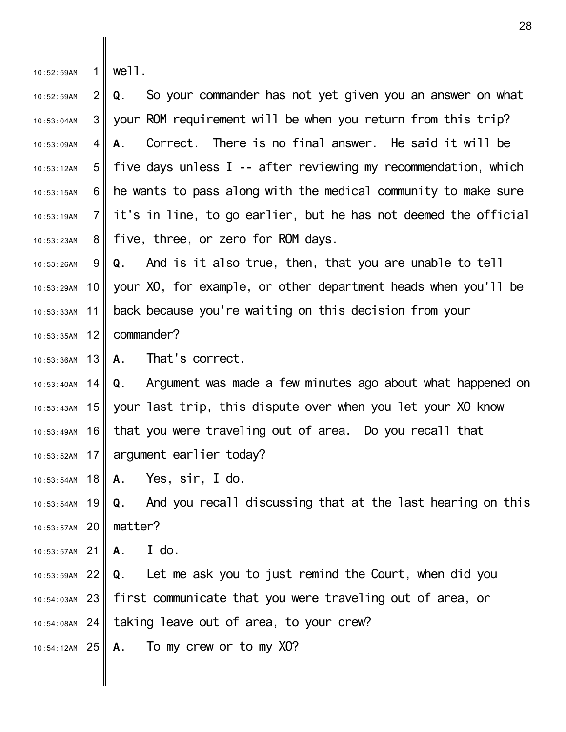well.

**Q**. So your commander has not yet given you an answer on what your ROM requirement will be when you return from this trip?

**A**. Correct. There is no final answer. He said it will be five days unless I -- after reviewing my recommendation, which he wants to pass along with the medical community to make sure it's in line, to go earlier, but he has not deemed the official five, three, or zero for ROM days.

**Q**. And is it also true, then, that you are unable to tell your XO, for example, or other department heads when you'll be back because you're waiting on this decision from your commander?

**A**. That's correct.

**Q**. Argument was made a few minutes ago about what happened on your last trip, this dispute over when you let your XO know that you were traveling out of area. Do you recall that argument earlier today?

**A**. Yes, sir, I do.

**Q**. And you recall discussing that at the last hearing on this matter?

**A**. I do.

**Q**. Let me ask you to just remind the Court, when did you first communicate that you were traveling out of area, or taking leave out of area, to your crew?

**A**. To my crew or to my XO?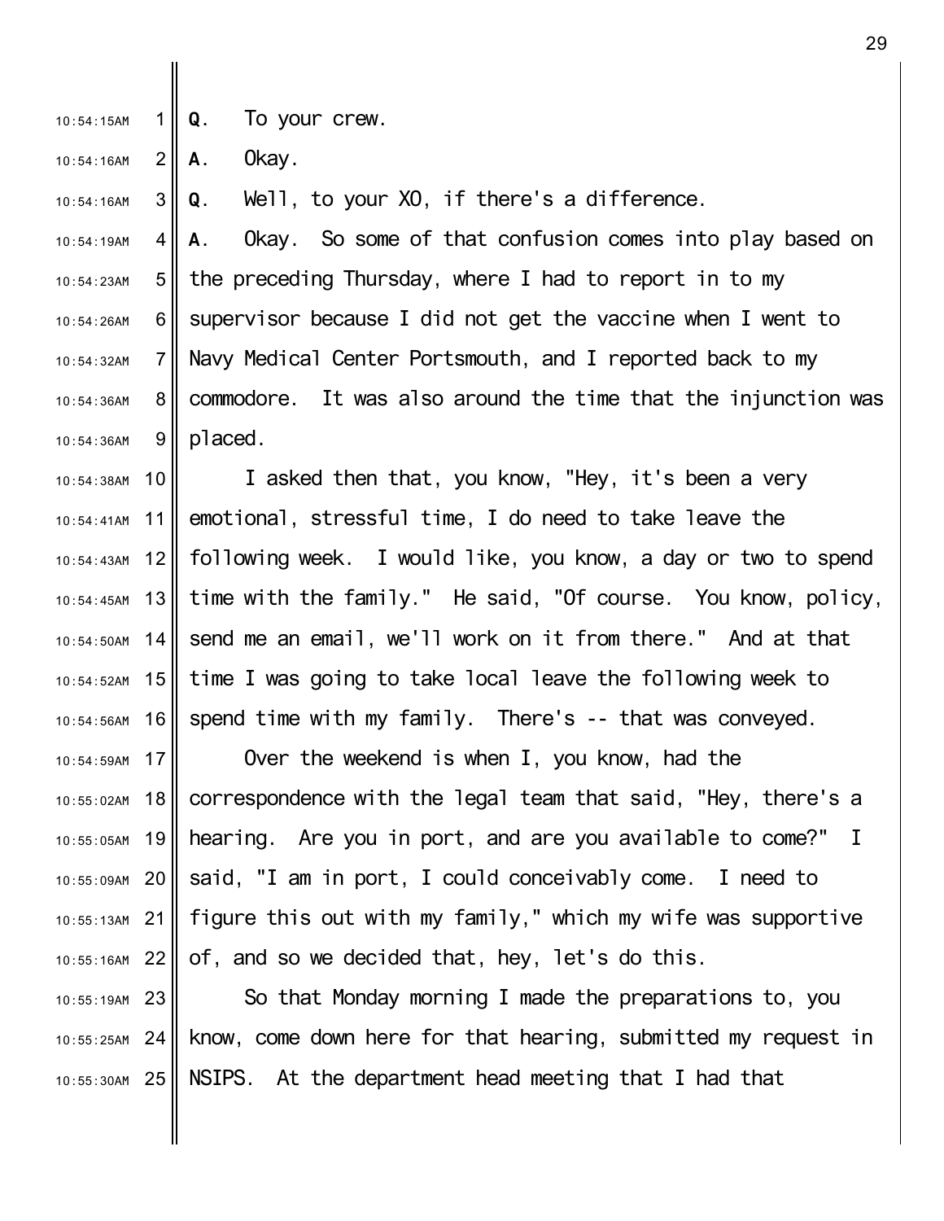**Q**. To your crew.

**A**. Okay.

**Q**. Well, to your XO, if there's a difference.

**A**. Okay. So some of that confusion comes into play based on the preceding Thursday, where I had to report in to my supervisor because I did not get the vaccine when I went to Navy Medical Center Portsmouth, and I reported back to my commodore. It was also around the time that the injunction was placed.

I asked then that, you know, "Hey, it's been a very emotional, stressful time, I do need to take leave the following week. I would like, you know, a day or two to spend time with the family." He said, "Of course. You know, policy, send me an email, we'll work on it from there." And at that time I was going to take local leave the following week to spend time with my family. There's -- that was conveyed.

Over the weekend is when I, you know, had the correspondence with the legal team that said, "Hey, there's a hearing. Are you in port, and are you available to come?" I said, "I am in port, I could conceivably come. I need to figure this out with my family," which my wife was supportive of, and so we decided that, hey, let's do this.

So that Monday morning I made the preparations to, you know, come down here for that hearing, submitted my request in NSIPS. At the department head meeting that I had that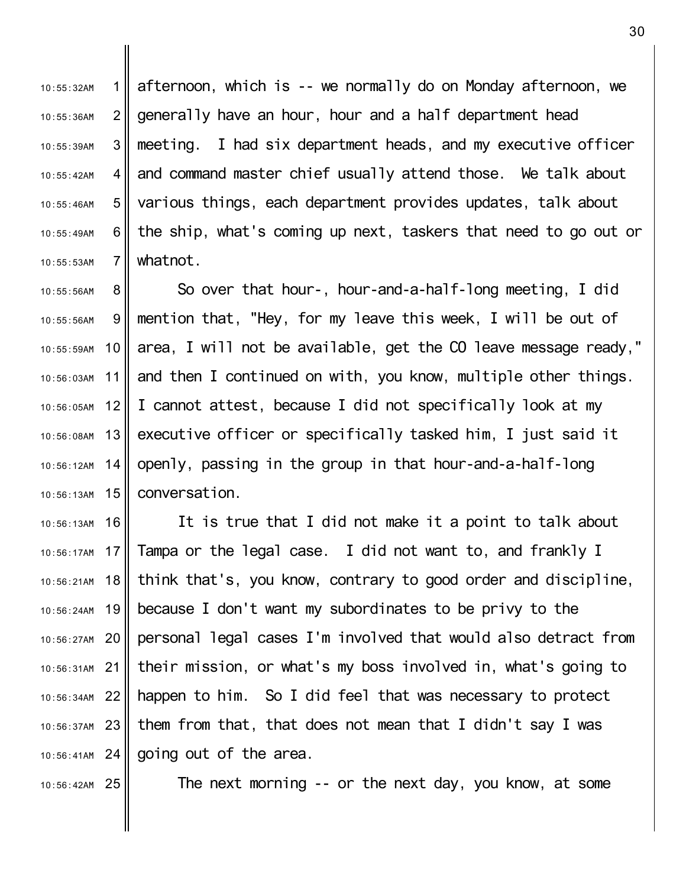afternoon, which is -- we normally do on Monday afternoon, we generally have an hour, hour and a half department head meeting. I had six department heads, and my executive officer and command master chief usually attend those. We talk about various things, each department provides updates, talk about the ship, what's coming up next, taskers that need to go out or whatnot.

So over that hour-, hour-and-a-half-long meeting, I did mention that, "Hey, for my leave this week, I will be out of area, I will not be available, get the CO leave message ready," and then I continued on with, you know, multiple other things. I cannot attest, because I did not specifically look at my executive officer or specifically tasked him, I just said it openly, passing in the group in that hour-and-a-half-long conversation.

It is true that I did not make it a point to talk about Tampa or the legal case. I did not want to, and frankly I think that's, you know, contrary to good order and discipline, because I don't want my subordinates to be privy to the personal legal cases I'm involved that would also detract from their mission, or what's my boss involved in, what's going to happen to him. So I did feel that was necessary to protect them from that, that does not mean that I didn't say I was going out of the area.

The next morning -- or the next day, you know, at some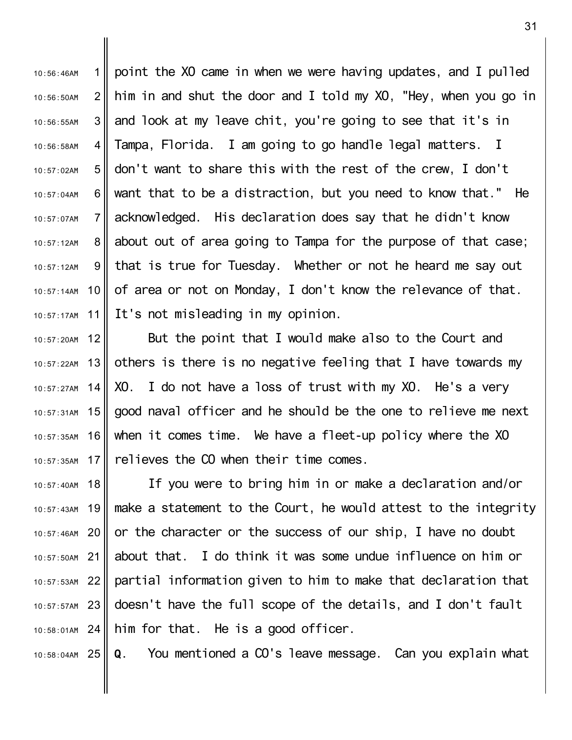point the XO came in when we were having updates, and I pulled him in and shut the door and I told my XO, "Hey, when you go in and look at my leave chit, you're going to see that it's in Tampa, Florida. I am going to go handle legal matters. I don't want to share this with the rest of the crew, I don't want that to be a distraction, but you need to know that." He acknowledged. His declaration does say that he didn't know about out of area going to Tampa for the purpose of that case; that is true for Tuesday. Whether or not he heard me say out of area or not on Monday, I don't know the relevance of that. It's not misleading in my opinion.

But the point that I would make also to the Court and others is there is no negative feeling that I have towards my XO. I do not have a loss of trust with my XO. He's a very good naval officer and he should be the one to relieve me next when it comes time. We have a fleet-up policy where the XO relieves the CO when their time comes.

If you were to bring him in or make a declaration and/or make a statement to the Court, he would attest to the integrity or the character or the success of our ship, I have no doubt about that. I do think it was some undue influence on him or partial information given to him to make that declaration that doesn't have the full scope of the details, and I don't fault him for that. He is a good officer.

**Q**. You mentioned a CO's leave message. Can you explain what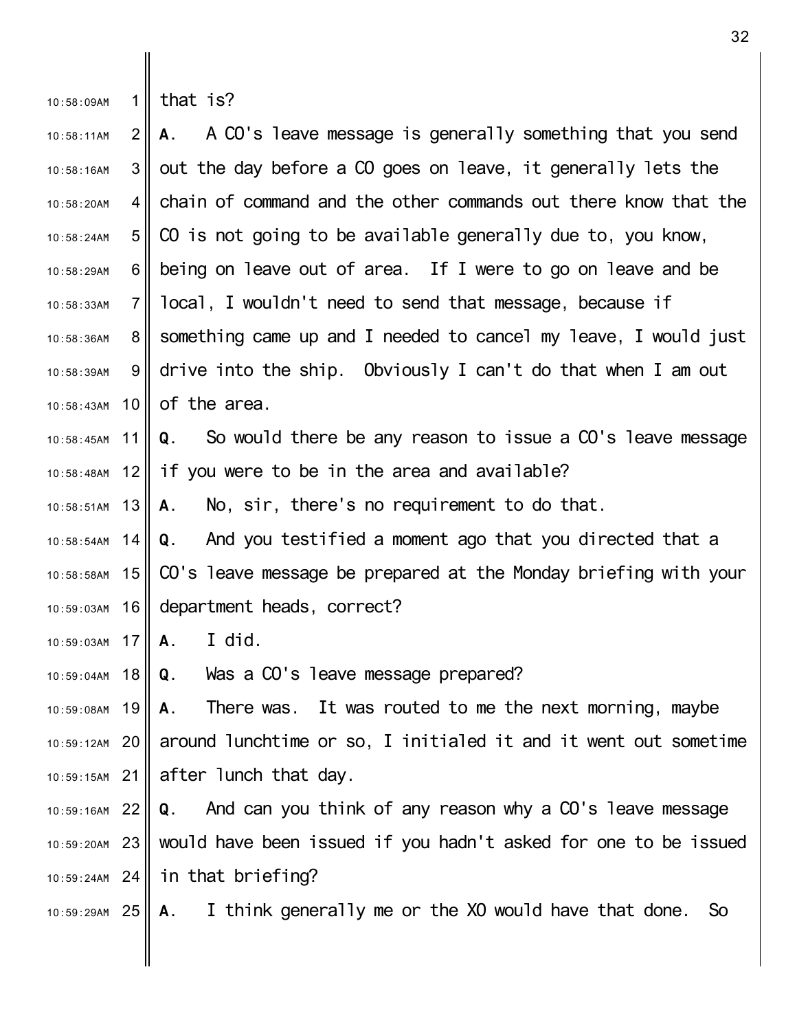that is?

**A**. A CO's leave message is generally something that you send out the day before a CO goes on leave, it generally lets the chain of command and the other commands out there know that the CO is not going to be available generally due to, you know, being on leave out of area. If I were to go on leave and be local, I wouldn't need to send that message, because if something came up and I needed to cancel my leave, I would just drive into the ship. Obviously I can't do that when I am out of the area.

**Q**. So would there be any reason to issue a CO's leave message if you were to be in the area and available?

**A**. No, sir, there's no requirement to do that.

**Q**. And you testified a moment ago that you directed that a CO's leave message be prepared at the Monday briefing with your department heads, correct?

**A**. I did.

**Q**. Was a CO's leave message prepared?

**A**. There was. It was routed to me the next morning, maybe around lunchtime or so, I initialed it and it went out sometime after lunch that day.

**Q**. And can you think of any reason why a CO's leave message would have been issued if you hadn't asked for one to be issued in that briefing?

**A**. I think generally me or the XO would have that done. So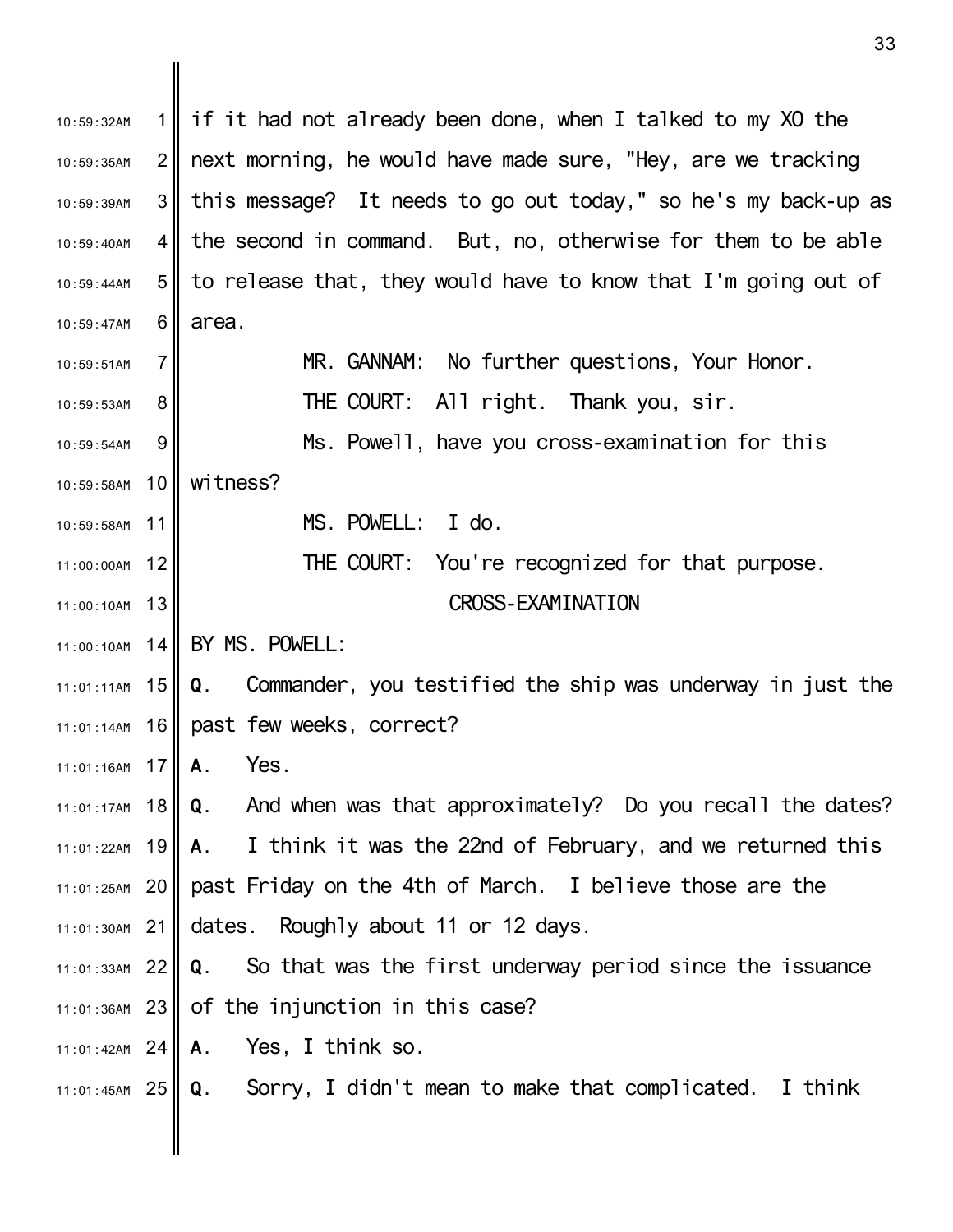if it had not already been done, when I talked to my XO the next morning, he would have made sure, "Hey, are we tracking this message? It needs to go out today," so he's my back-up as the second in command. But, no, otherwise for them to be able to release that, they would have to know that I'm going out of area.

MR. GANNAM: No further questions, Your Honor.

THE COURT: All right. Thank you, sir.

Ms. Powell, have you cross-examination for this witness?

MS. POWELL: I do.

THE COURT: You're recognized for that purpose.

CROSS-EXAMINATION

BY MS. POWELL:

**Q**. Commander, you testified the ship was underway in just the past few weeks, correct?

**A**. Yes.

**Q**. And when was that approximately? Do you recall the dates?

**A**. I think it was the 22nd of February, and we returned this past Friday on the 4th of March. I believe those are the dates. Roughly about 11 or 12 days.

**Q**. So that was the first underway period since the issuance of the injunction in this case?

**A**. Yes, I think so.

**Q**. Sorry, I didn't mean to make that complicated. I think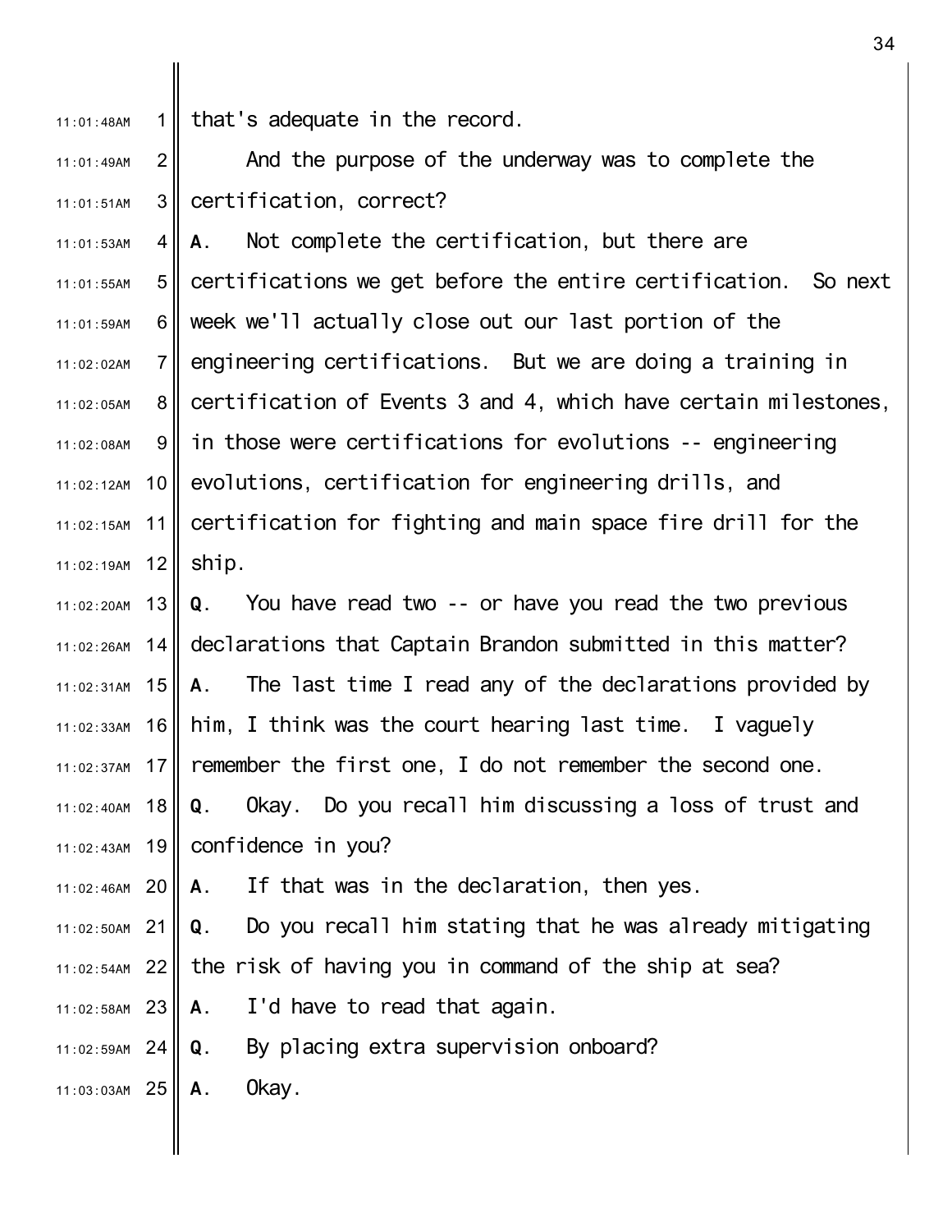that's adequate in the record.

And the purpose of the underway was to complete the certification, correct?

**A**. Not complete the certification, but there are certifications we get before the entire certification. So next week we'll actually close out our last portion of the engineering certifications. But we are doing a training in certification of Events 3 and 4, which have certain milestones, in those were certifications for evolutions -- engineering evolutions, certification for engineering drills, and certification for fighting and main space fire drill for the ship.

**Q**. You have read two -- or have you read the two previous declarations that Captain Brandon submitted in this matter?

**A**. The last time I read any of the declarations provided by him, I think was the court hearing last time. I vaguely remember the first one, I do not remember the second one.

**Q**. Okay. Do you recall him discussing a loss of trust and confidence in you?

**A**. If that was in the declaration, then yes.

**Q**. Do you recall him stating that he was already mitigating the risk of having you in command of the ship at sea?

**A**. I'd have to read that again.

**Q**. By placing extra supervision onboard?

**A**. Okay.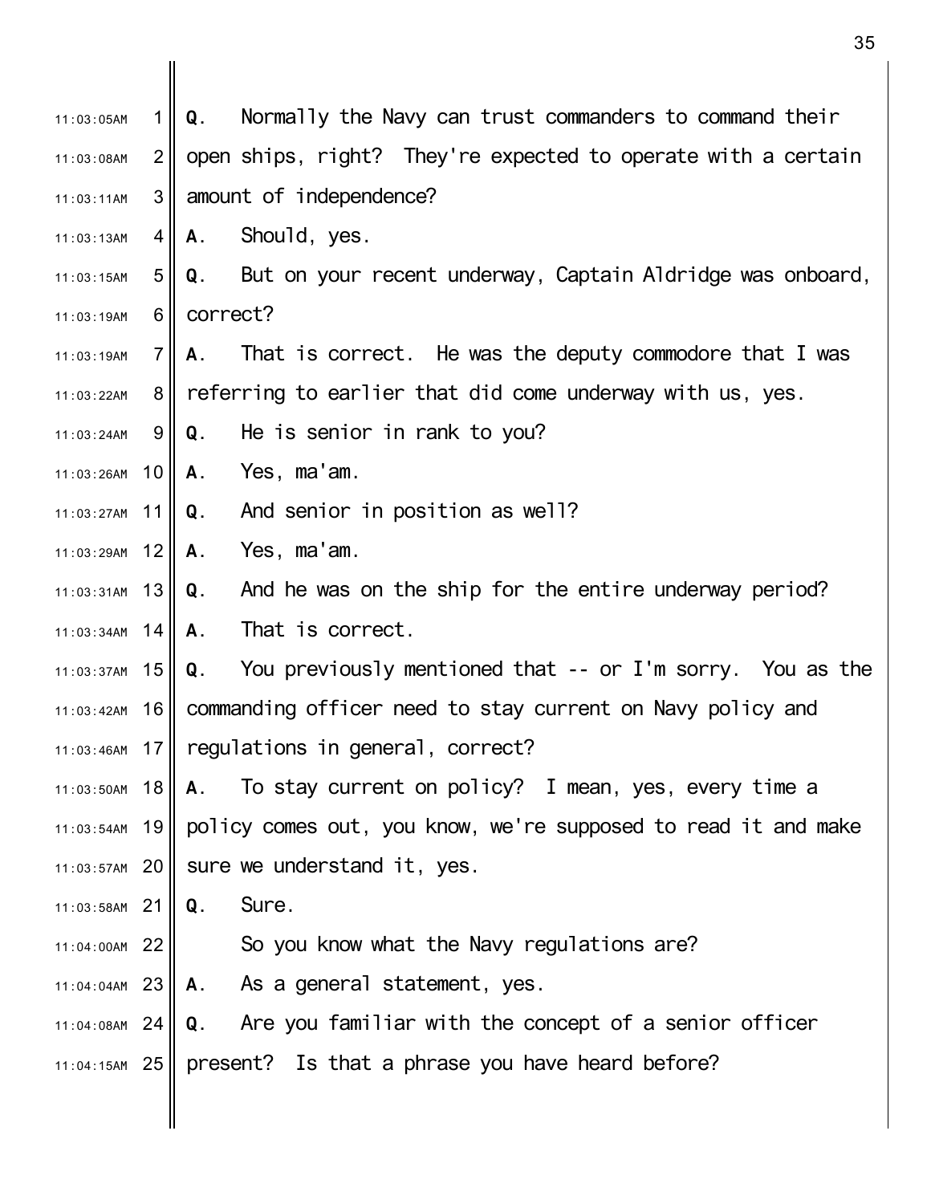**Q**. Normally the Navy can trust commanders to command their open ships, right? They're expected to operate with a certain amount of independence?

**A**. Should, yes.

**Q**. But on your recent underway, Captain Aldridge was onboard, correct?

**A**. That is correct. He was the deputy commodore that I was referring to earlier that did come underway with us, yes.

**Q**. He is senior in rank to you?

**A**. Yes, ma'am.

**Q**. And senior in position as well?

**A**. Yes, ma'am.

**Q**. And he was on the ship for the entire underway period?

**A**. That is correct.

**Q**. You previously mentioned that -- or I'm sorry. You as the commanding officer need to stay current on Navy policy and regulations in general, correct?

**A**. To stay current on policy? I mean, yes, every time a policy comes out, you know, we're supposed to read it and make sure we understand it, yes.

**Q**. Sure.

So you know what the Navy regulations are?

**A**. As a general statement, yes.

**Q**. Are you familiar with the concept of a senior officer present? Is that a phrase you have heard before?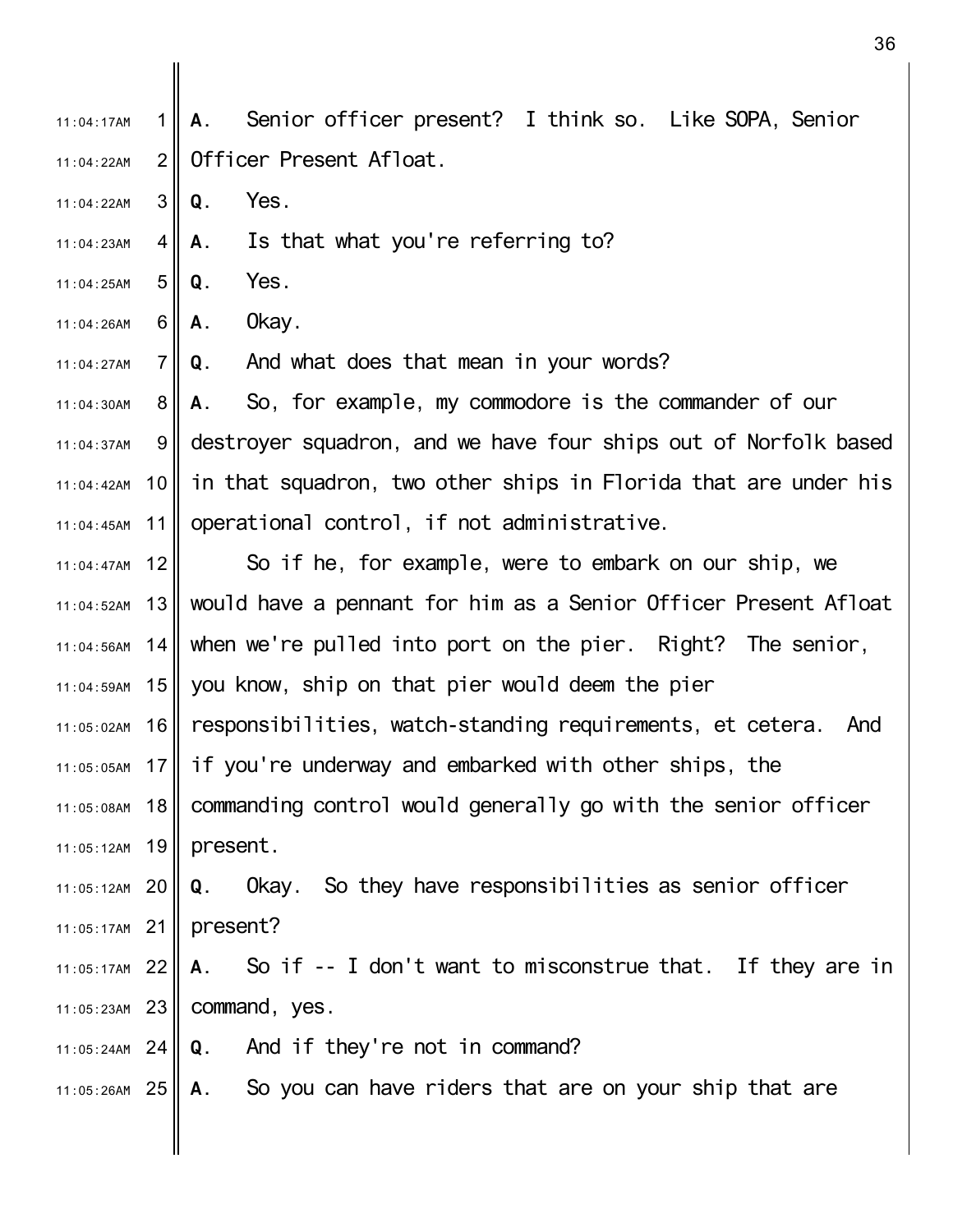**A**. Senior officer present? I think so. Like SOPA, Senior Officer Present Afloat.

**Q**. Yes.

**A**. Is that what you're referring to?

**Q**. Yes.

**A**. Okay.

**Q**. And what does that mean in your words?

**A**. So, for example, my commodore is the commander of our destroyer squadron, and we have four ships out of Norfolk based in that squadron, two other ships in Florida that are under his operational control, if not administrative.

So if he, for example, were to embark on our ship, we would have a pennant for him as a Senior Officer Present Afloat when we're pulled into port on the pier. Right? The senior, you know, ship on that pier would deem the pier responsibilities, watch-standing requirements, et cetera. And if you're underway and embarked with other ships, the commanding control would generally go with the senior officer present.

**Q**. Okay. So they have responsibilities as senior officer present?

**A**. So if -- I don't want to misconstrue that. If they are in command, yes.

**Q**. And if they're not in command?

**A**. So you can have riders that are on your ship that are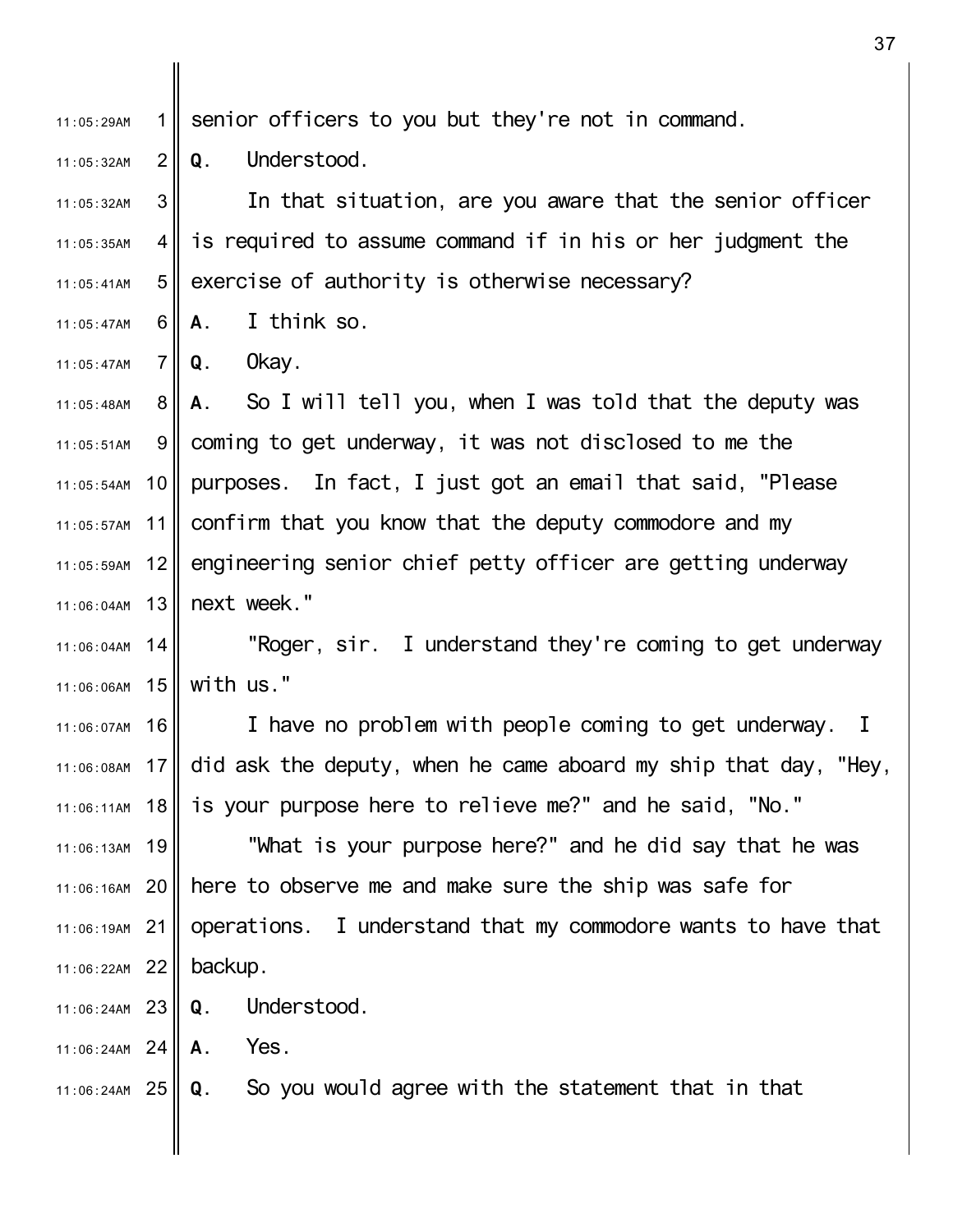senior officers to you but they're not in command.

**Q**. Understood.

In that situation, are you aware that the senior officer is required to assume command if in his or her judgment the exercise of authority is otherwise necessary?

**A**. I think so.

**Q**. Okay.

**A**. So I will tell you, when I was told that the deputy was coming to get underway, it was not disclosed to me the purposes. In fact, I just got an email that said, "Please confirm that you know that the deputy commodore and my engineering senior chief petty officer are getting underway next week."

"Roger, sir. I understand they're coming to get underway with us."

I have no problem with people coming to get underway. I did ask the deputy, when he came aboard my ship that day, "Hey, is your purpose here to relieve me?" and he said, "No."

"What is your purpose here?" and he did say that he was here to observe me and make sure the ship was safe for operations. I understand that my commodore wants to have that backup.

**Q**. Understood.

**A**. Yes.

**Q**. So you would agree with the statement that in that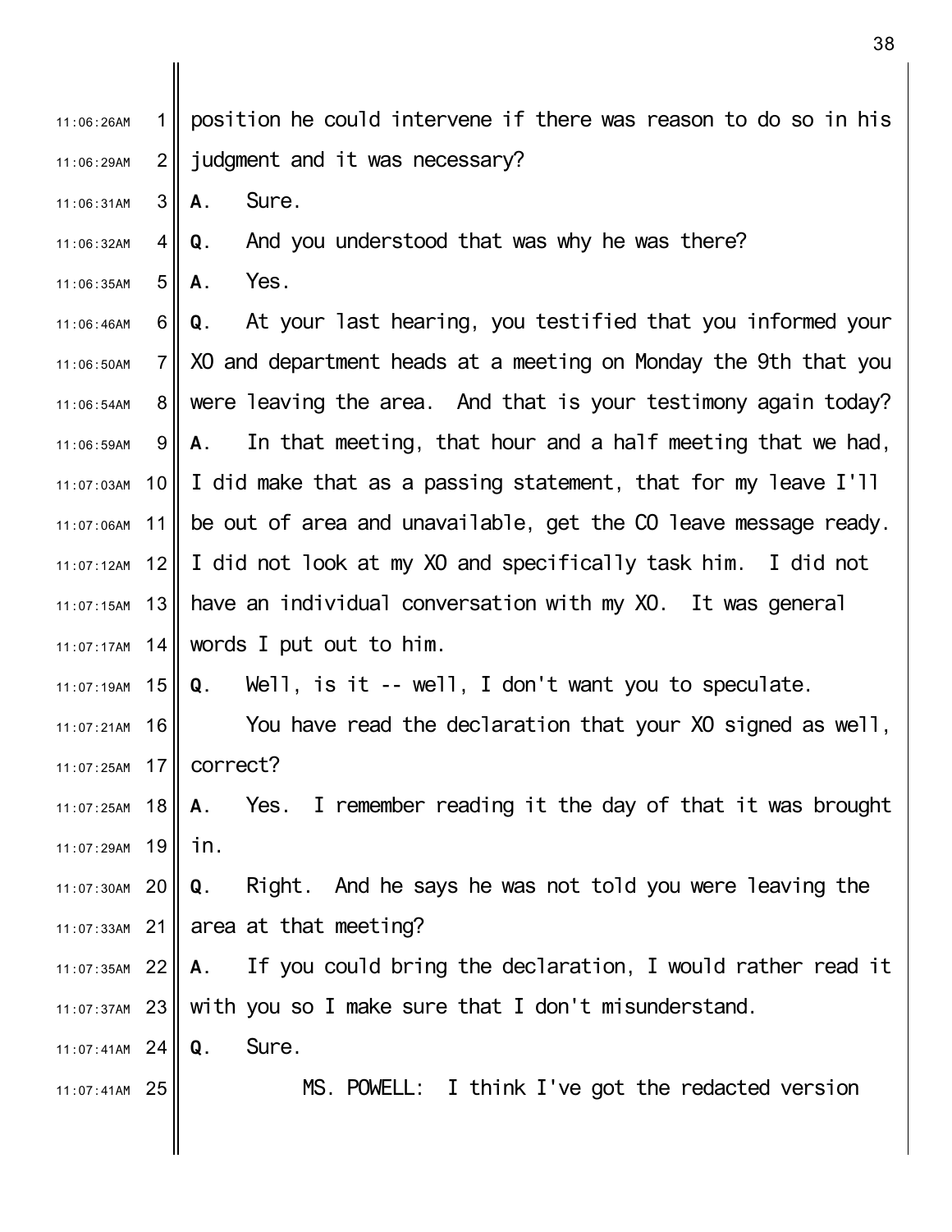position he could intervene if there was reason to do so in his judgment and it was necessary?

**A.** Sure.

**Q.** And you understood that was why he was there?

**A.** Yes.

**Q.** At your last hearing, you testified that you informed your XO and department heads at a meeting on Monday the 9th that you were leaving the area. And that is your testimony again today?

**A.** In that meeting, that hour and a half meeting that we had, I did make that as a passing statement, that for my leave I'll be out of area and unavailable, get the CO leave message ready. I did not look at my XO and specifically task him. I did not have an individual conversation with my XO. It was general words I put out to him.

**Q.** Well, is it -- well, I don't want you to speculate.

You have read the declaration that your XO signed as well, correct?

**A.** Yes. I remember reading it the day of that it was brought in.

**Q.** Right. And he says he was not told you were leaving the area at that meeting?

**A.** If you could bring the declaration, I would rather read it with you so I make sure that I don't misunderstand.

**Q.** Sure.

MS. POWELL: I think I've got the redacted version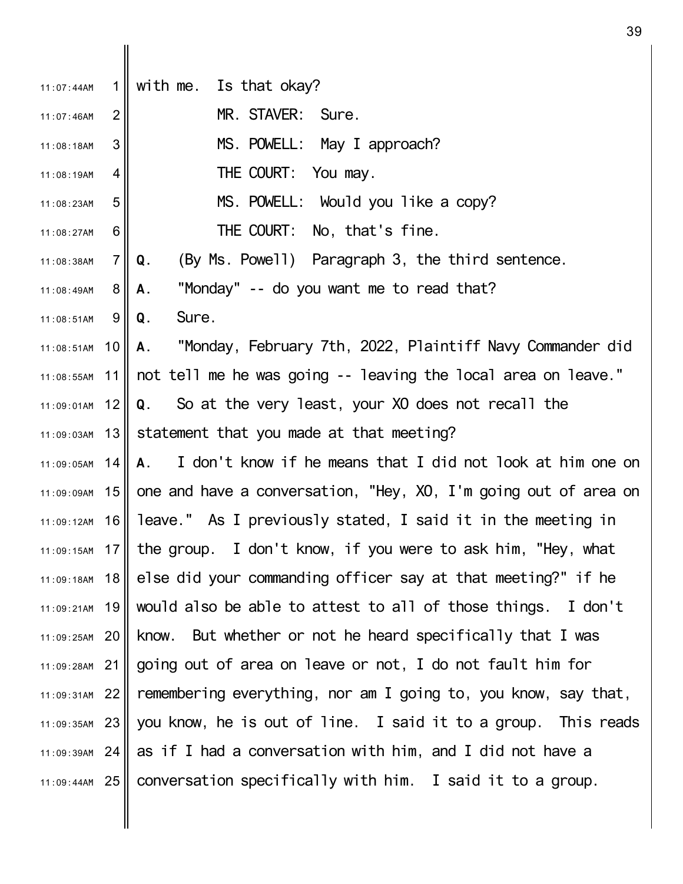with me. Is that okay?

MR. STAVER: Sure.

MS. POWELL: May I approach?

THE COURT: You may.

MS. POWELL: Would you like a copy?

THE COURT: No, that's fine.

**Q**. (By Ms. Powell) Paragraph 3, the third sentence.

**A**. "Monday" -- do you want me to read that?

**Q**. Sure.

**A**. "Monday, February 7th, 2022, Plaintiff Navy Commander did not tell me he was going -- leaving the local area on leave."

**Q**. So at the very least, your XO does not recall the statement that you made at that meeting?

**A**. I don't know if he means that I did not look at him one on one and have a conversation, "Hey, XO, I'm going out of area on leave." As I previously stated, I said it in the meeting in the group. I don't know, if you were to ask him, "Hey, what else did your commanding officer say at that meeting?" if he would also be able to attest to all of those things. I don't know. But whether or not he heard specifically that I was going out of area on leave or not, I do not fault him for remembering everything, nor am I going to, you know, say that, you know, he is out of line. I said it to a group. This reads as if I had a conversation with him, and I did not have a conversation specifically with him. I said it to a group.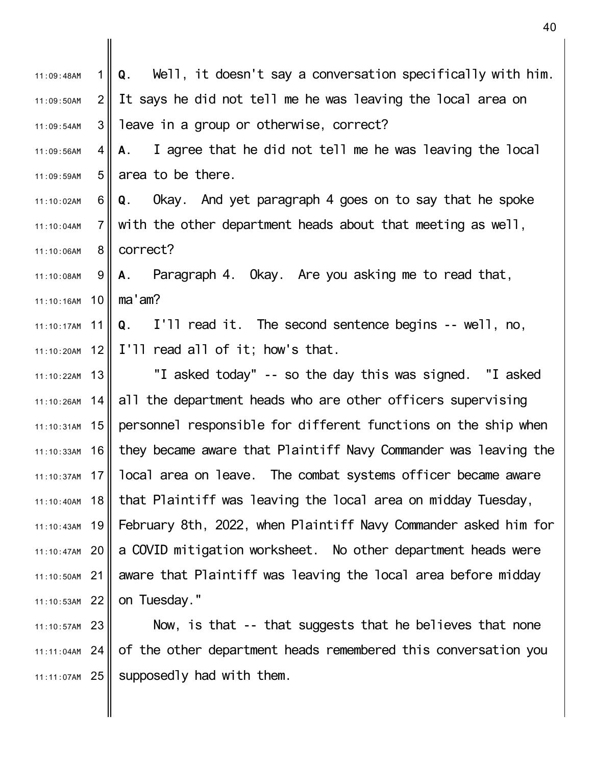**Q**. Well, it doesn't say a conversation specifically with him. It says he did not tell me he was leaving the local area on leave in a group or otherwise, correct?

**A**. I agree that he did not tell me he was leaving the local area to be there.

**Q**. Okay. And yet paragraph 4 goes on to say that he spoke with the other department heads about that meeting as well, correct?

**A**. Paragraph 4. Okay. Are you asking me to read that, ma'am?

**Q**. I'll read it. The second sentence begins -- well, no, I'll read all of it; how's that.

"I asked today" -- so the day this was signed. "I asked all the department heads who are other officers supervising personnel responsible for different functions on the ship when they became aware that Plaintiff Navy Commander was leaving the local area on leave. The combat systems officer became aware that Plaintiff was leaving the local area on midday Tuesday, February 8th, 2022, when Plaintiff Navy Commander asked him for a COVID mitigation worksheet. No other department heads were aware that Plaintiff was leaving the local area before midday on Tuesday."

Now, is that -- that suggests that he believes that none of the other department heads remembered this conversation you supposedly had with them.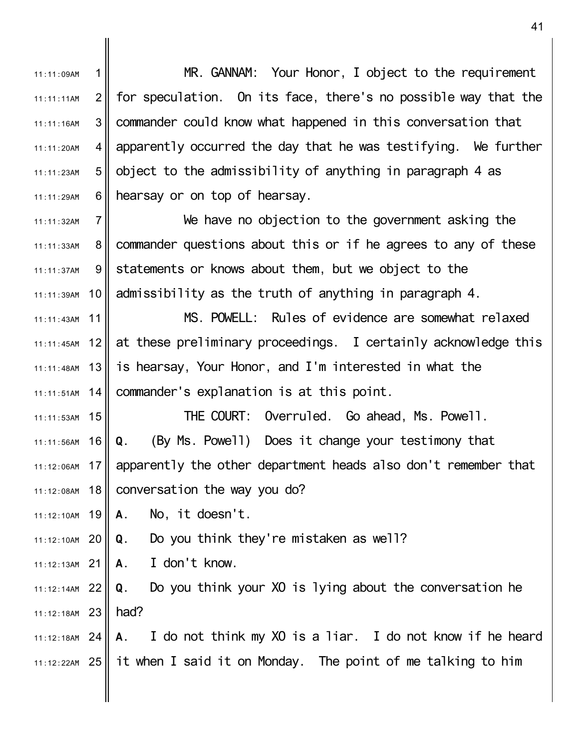MR. GANNAM: Your Honor, I object to the requirement for speculation. On its face, there's no possible way that the commander could know what happened in this conversation that apparently occurred the day that he was testifying. We further object to the admissibility of anything in paragraph 4 as hearsay or on top of hearsay.

We have no objection to the government asking the commander questions about this or if he agrees to any of these statements or knows about them, but we object to the admissibility as the truth of anything in paragraph 4.

MS. POWELL: Rules of evidence are somewhat relaxed at these preliminary proceedings. I certainly acknowledge this is hearsay, Your Honor, and I'm interested in what the commander's explanation is at this point.

THE COURT: Overruled. Go ahead, Ms. Powell.

**Q.** (By Ms. Powell) Does it change your testimony that apparently the other department heads also don't remember that conversation the way you do?

**A.** No, it doesn't.

**Q.** Do you think they're mistaken as well?

**A.** I don't know.

**Q.** Do you think your XO is lying about the conversation he had?

**A.** I do not think my XO is a liar. I do not know if he heard it when I said it on Monday. The point of me talking to him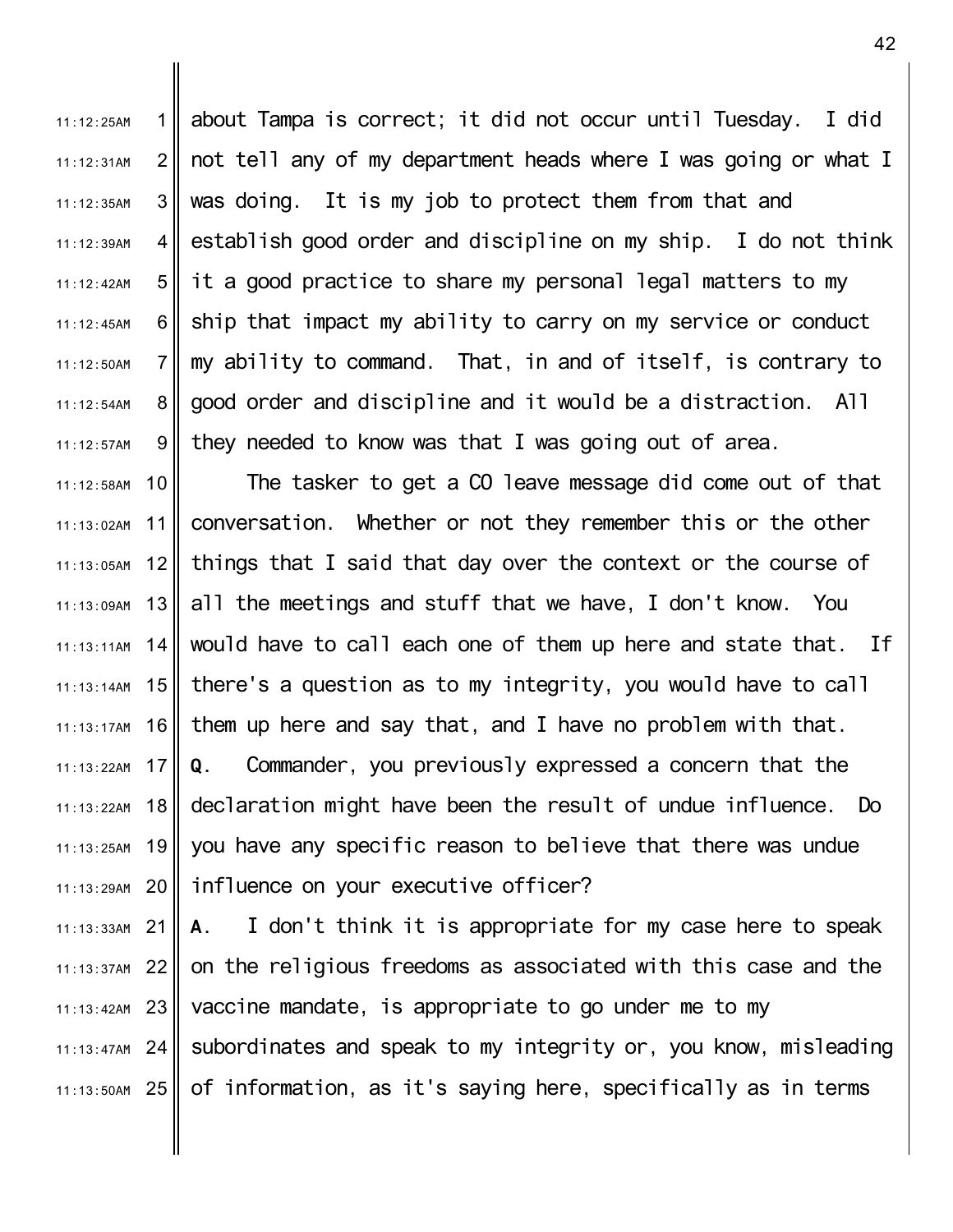about Tampa is correct; it did not occur until Tuesday. I did not tell any of my department heads where I was going or what I was doing. It is my job to protect them from that and establish good order and discipline on my ship. I do not think it a good practice to share my personal legal matters to my ship that impact my ability to carry on my service or conduct my ability to command. That, in and of itself, is contrary to good order and discipline and it would be a distraction. All they needed to know was that I was going out of area.

The tasker to get a CO leave message did come out of that conversation. Whether or not they remember this or the other things that I said that day over the context or the course of all the meetings and stuff that we have, I don't know. You would have to call each one of them up here and state that. If there's a question as to my integrity, you would have to call them up here and say that, and I have no problem with that.

**Q**. Commander, you previously expressed a concern that the declaration might have been the result of undue influence. Do you have any specific reason to believe that there was undue influence on your executive officer?

**A**. I don't think it is appropriate for my case here to speak on the religious freedoms as associated with this case and the vaccine mandate, is appropriate to go under me to my subordinates and speak to my integrity or, you know, misleading of information, as it's saying here, specifically as in terms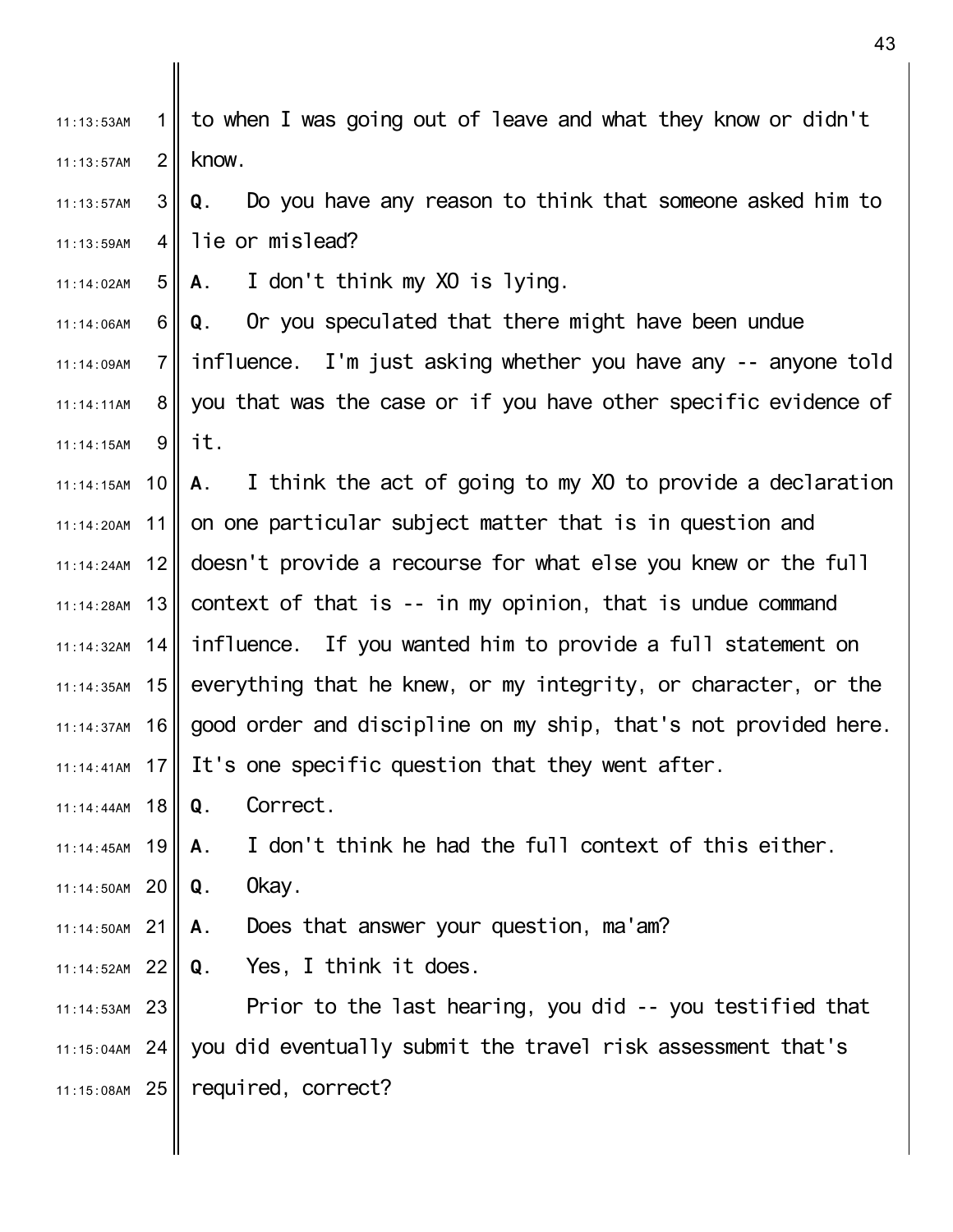to when I was going out of leave and what they know or didn't know.

**Q**. Do you have any reason to think that someone asked him to lie or mislead?

**A**. I don't think my XO is lying.

**Q**. Or you speculated that there might have been undue influence. I'm just asking whether you have any -- anyone told you that was the case or if you have other specific evidence of it.

**A**. I think the act of going to my XO to provide a declaration on one particular subject matter that is in question and doesn't provide a recourse for what else you knew or the full context of that is -- in my opinion, that is undue command influence. If you wanted him to provide a full statement on everything that he knew, or my integrity, or character, or the good order and discipline on my ship, that's not provided here. It's one specific question that they went after.

**Q**. Correct.

**A**. I don't think he had the full context of this either.

**Q**. Okay.

**A**. Does that answer your question, ma'am?

**Q**. Yes, I think it does.

Prior to the last hearing, you did -- you testified that you did eventually submit the travel risk assessment that's required, correct?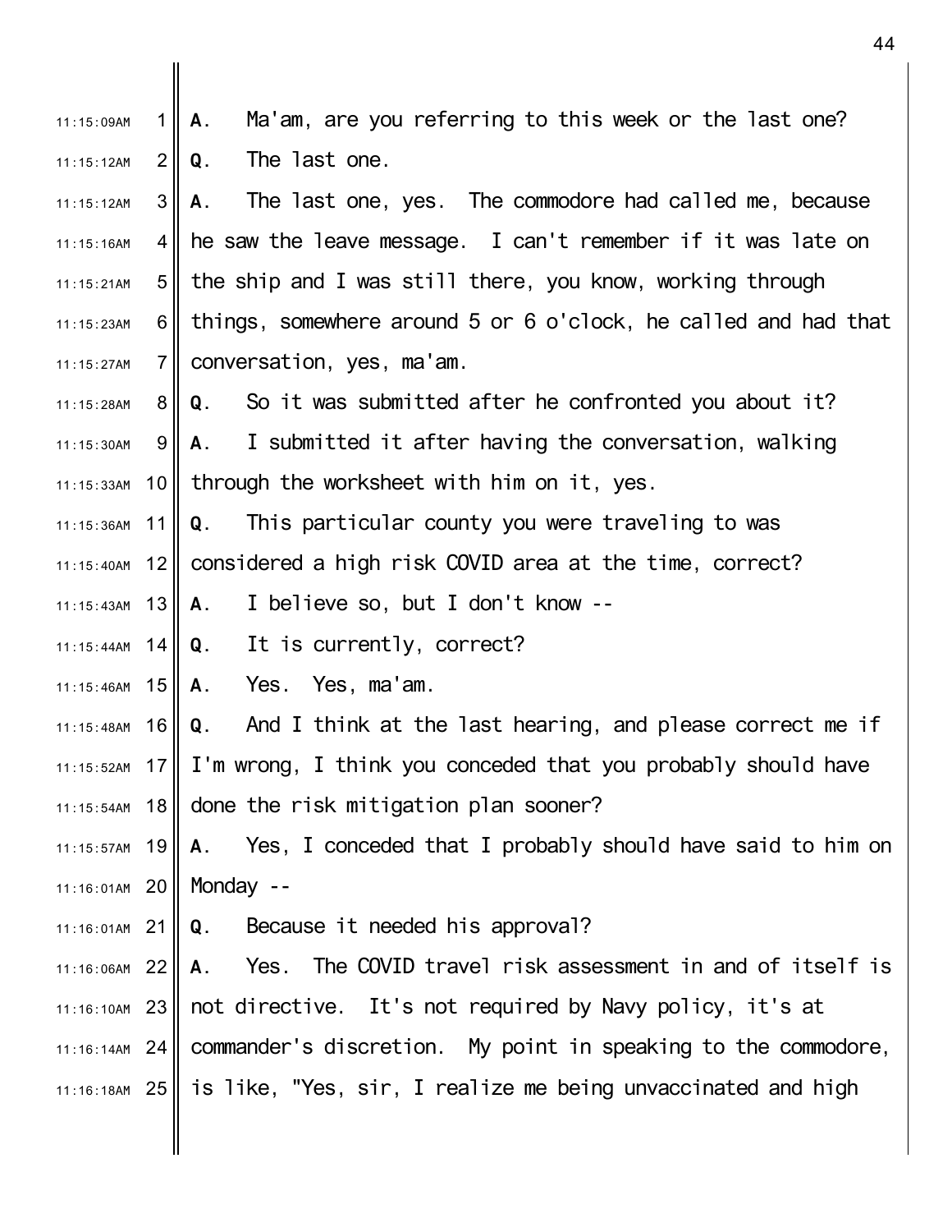**A**. Ma'am, are you referring to this week or the last one?

**Q**. The last one.

**A**. The last one, yes. The commodore had called me, because he saw the leave message. I can't remember if it was late on the ship and I was still there, you know, working through things, somewhere around 5 or 6 o'clock, he called and had that conversation, yes, ma'am.

**Q**. So it was submitted after he confronted you about it?

**A**. I submitted it after having the conversation, walking through the worksheet with him on it, yes.

**Q**. This particular county you were traveling to was considered a high risk COVID area at the time, correct?

**A**. I believe so, but I don't know --

**Q**. It is currently, correct?

**A**. Yes. Yes, ma'am.

**Q**. And I think at the last hearing, and please correct me if I'm wrong, I think you conceded that you probably should have done the risk mitigation plan sooner?

**A**. Yes, I conceded that I probably should have said to him on Monday --

**Q**. Because it needed his approval?

**A**. Yes. The COVID travel risk assessment in and of itself is not directive. It's not required by Navy policy, it's at commander's discretion. My point in speaking to the commodore, is like, "Yes, sir, I realize me being unvaccinated and high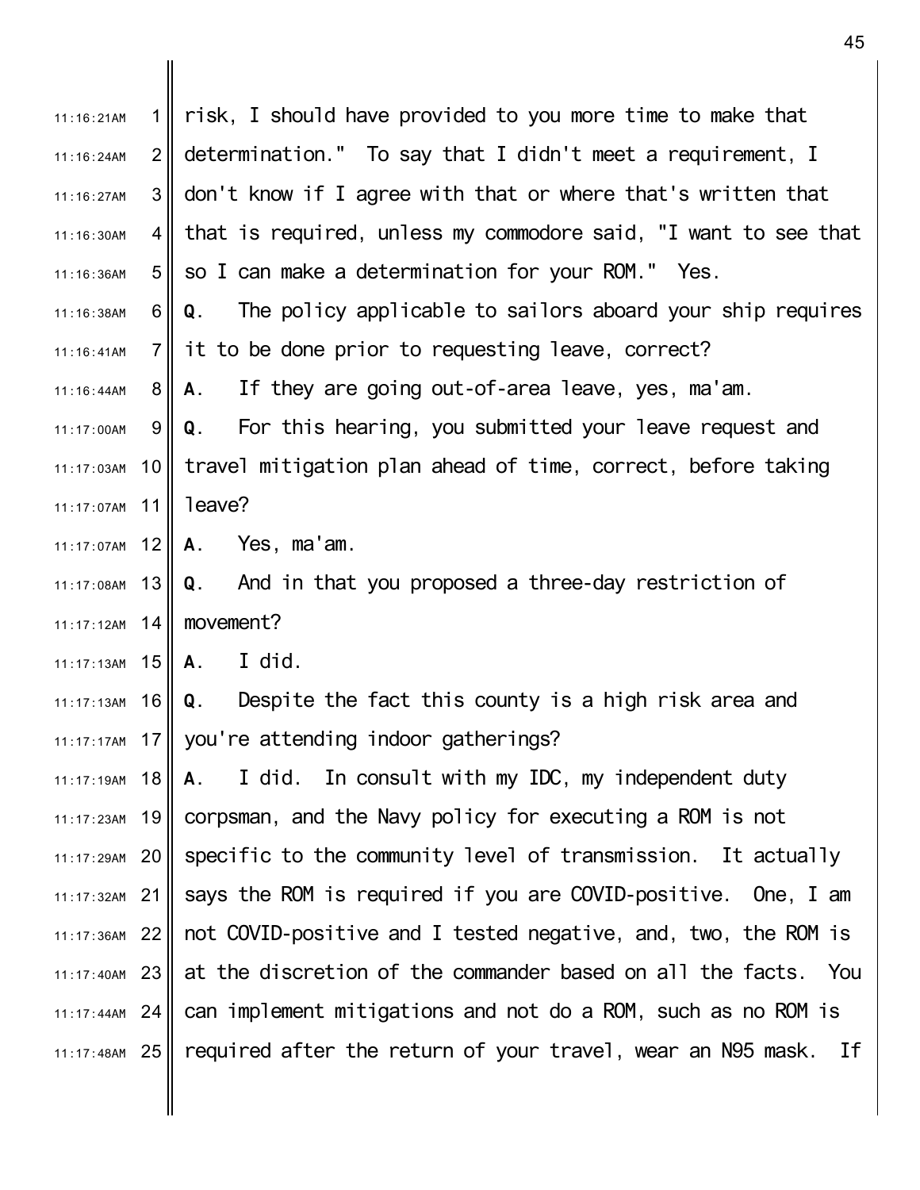risk, I should have provided to you more time to make that determination." To say that I didn't meet a requirement, I don't know if I agree with that or where that's written that that is required, unless my commodore said, "I want to see that so I can make a determination for your ROM." Yes.

**Q**. The policy applicable to sailors aboard your ship requires it to be done prior to requesting leave, correct?

**A**. If they are going out-of-area leave, yes, ma'am.

**Q**. For this hearing, you submitted your leave request and travel mitigation plan ahead of time, correct, before taking leave?

**A**. Yes, ma'am.

**Q**. And in that you proposed a three-day restriction of movement?

**A**. I did.

**Q**. Despite the fact this county is a high risk area and you're attending indoor gatherings?

**A**. I did. In consult with my IDC, my independent duty corpsman, and the Navy policy for executing a ROM is not specific to the community level of transmission. It actually says the ROM is required if you are COVID-positive. One, I am not COVID-positive and I tested negative, and, two, the ROM is at the discretion of the commander based on all the facts. You can implement mitigations and not do a ROM, such as no ROM is required after the return of your travel, wear an N95 mask. If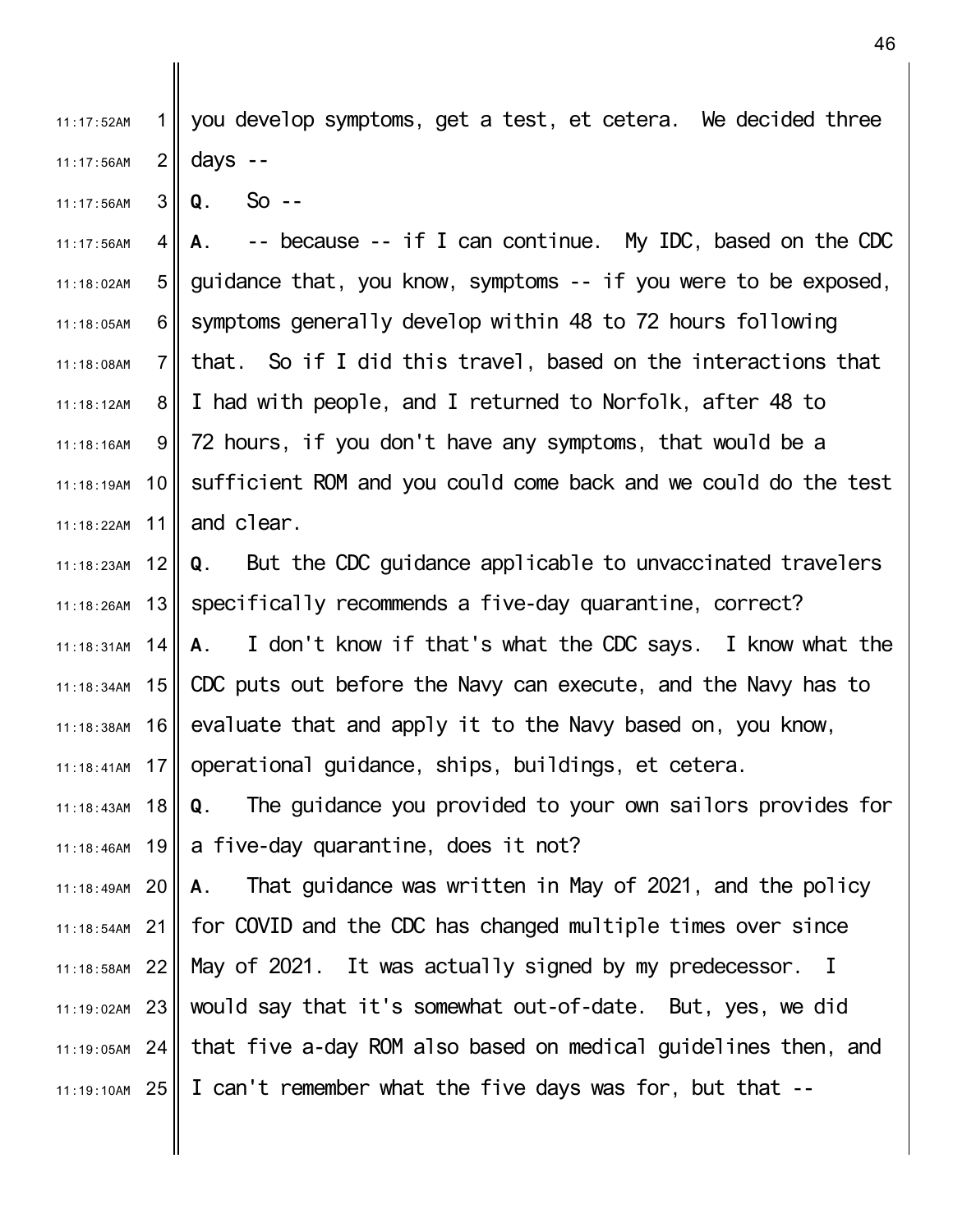you develop symptoms, get a test, et cetera. We decided three days --

**Q**. So --

**A**. -- because -- if I can continue. My IDC, based on the CDC guidance that, you know, symptoms -- if you were to be exposed, symptoms generally develop within 48 to 72 hours following that. So if I did this travel, based on the interactions that I had with people, and I returned to Norfolk, after 48 to 72 hours, if you don't have any symptoms, that would be a sufficient ROM and you could come back and we could do the test and clear.

**Q**. But the CDC guidance applicable to unvaccinated travelers specifically recommends a five-day quarantine, correct?

**A**. I don't know if that's what the CDC says. I know what the CDC puts out before the Navy can execute, and the Navy has to evaluate that and apply it to the Navy based on, you know, operational guidance, ships, buildings, et cetera.

**Q**. The guidance you provided to your own sailors provides for a five-day quarantine, does it not?

**A**. That guidance was written in May of 2021, and the policy for COVID and the CDC has changed multiple times over since May of 2021. It was actually signed by my predecessor. I would say that it's somewhat out-of-date. But, yes, we did that five a-day ROM also based on medical guidelines then, and I can't remember what the five days was for, but that --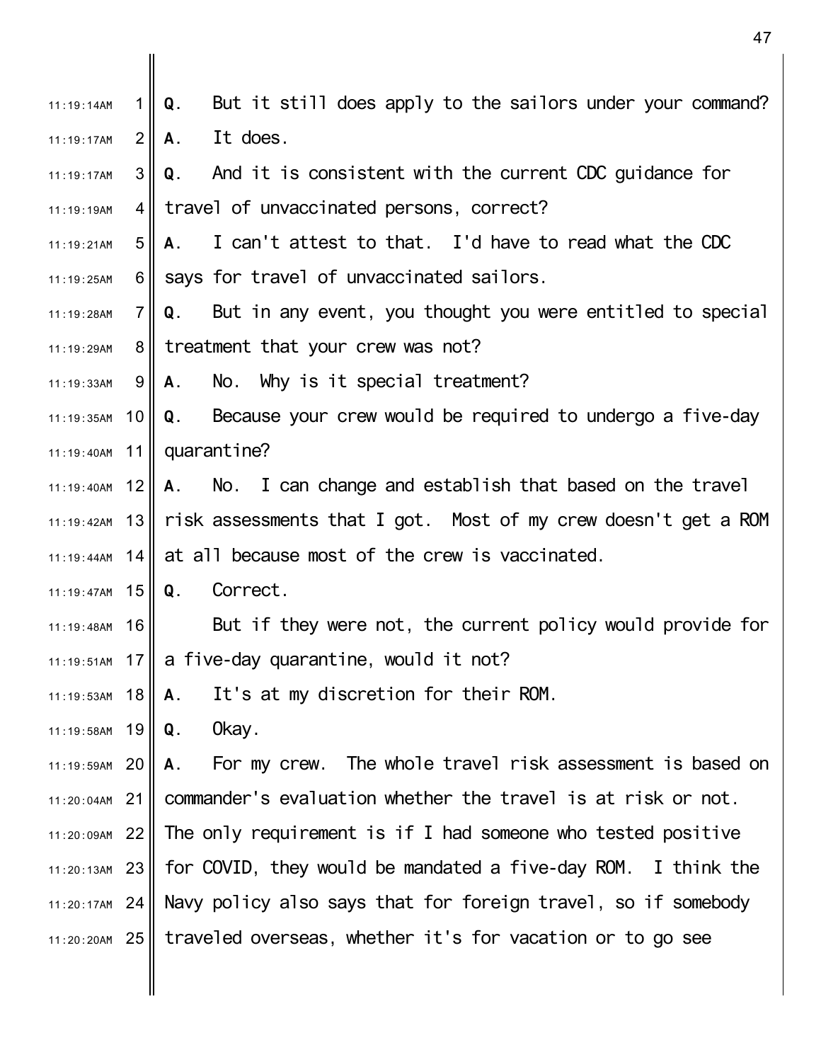**Q**. But it still does apply to the sailors under your command?

**A**. It does.

**Q**. And it is consistent with the current CDC guidance for travel of unvaccinated persons, correct?

**A**. I can't attest to that. I'd have to read what the CDC says for travel of unvaccinated sailors.

**Q**. But in any event, you thought you were entitled to special treatment that your crew was not?

**A**. No. Why is it special treatment?

**Q**. Because your crew would be required to undergo a five-day quarantine?

**A**. No. I can change and establish that based on the travel risk assessments that I got. Most of my crew doesn't get a ROM at all because most of the crew is vaccinated.

**Q**. Correct.

But if they were not, the current policy would provide for a five-day quarantine, would it not?

**A**. It's at my discretion for their ROM.

**Q**. Okay.

**A**. For my crew. The whole travel risk assessment is based on commander's evaluation whether the travel is at risk or not. The only requirement is if I had someone who tested positive for COVID, they would be mandated a five-day ROM. I think the Navy policy also says that for foreign travel, so if somebody traveled overseas, whether it's for vacation or to go see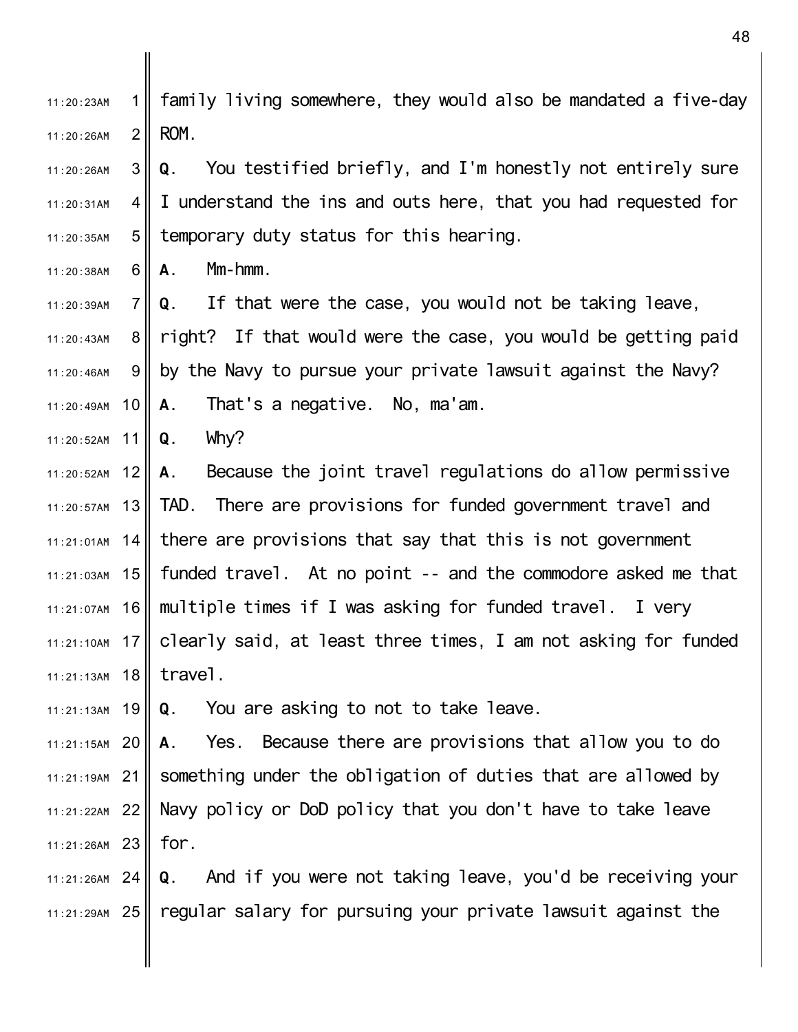family living somewhere, they would also be mandated a five-day ROM.

**Q**. You testified briefly, and I'm honestly not entirely sure I understand the ins and outs here, that you had requested for temporary duty status for this hearing.

**A**. Mm-hmm.

**Q**. If that were the case, you would not be taking leave, right? If that would were the case, you would be getting paid by the Navy to pursue your private lawsuit against the Navy?

**A**. That's a negative. No, ma'am.

**Q**. Why?

**A**. Because the joint travel regulations do allow permissive TAD. There are provisions for funded government travel and there are provisions that say that this is not government funded travel. At no point -- and the commodore asked me that multiple times if I was asking for funded travel. I very clearly said, at least three times, I am not asking for funded travel.

**Q**. You are asking to not to take leave.

**A**. Yes. Because there are provisions that allow you to do something under the obligation of duties that are allowed by Navy policy or DoD policy that you don't have to take leave for.

**Q**. And if you were not taking leave, you'd be receiving your regular salary for pursuing your private lawsuit against the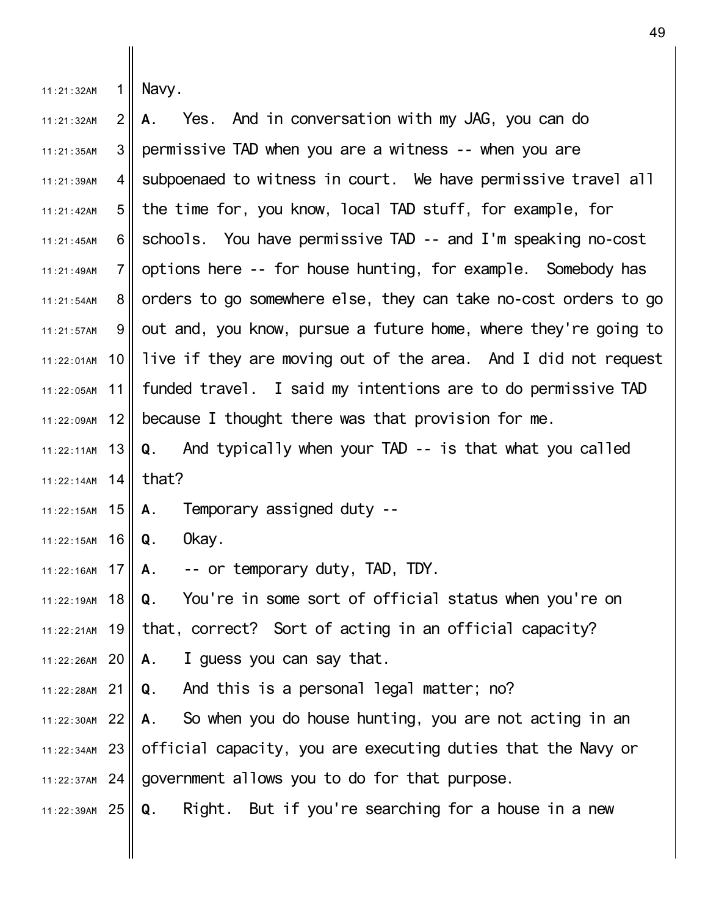Navy.

**A**. Yes. And in conversation with my JAG, you can do permissive TAD when you are a witness -- when you are subpoenaed to witness in court. We have permissive travel all the time for, you know, local TAD stuff, for example, for schools. You have permissive TAD -- and I'm speaking no-cost options here -- for house hunting, for example. Somebody has orders to go somewhere else, they can take no-cost orders to go out and, you know, pursue a future home, where they're going to live if they are moving out of the area. And I did not request funded travel. I said my intentions are to do permissive TAD because I thought there was that provision for me.

**Q**. And typically when your TAD -- is that what you called that?

**A**. Temporary assigned duty --

**Q**. Okay.

**A**. -- or temporary duty, TAD, TDY.

**Q**. You're in some sort of official status when you're on that, correct? Sort of acting in an official capacity?

**A**. I guess you can say that.

**Q**. And this is a personal legal matter; no?

**A**. So when you do house hunting, you are not acting in an official capacity, you are executing duties that the Navy or government allows you to do for that purpose.

**Q**. Right. But if you're searching for a house in a new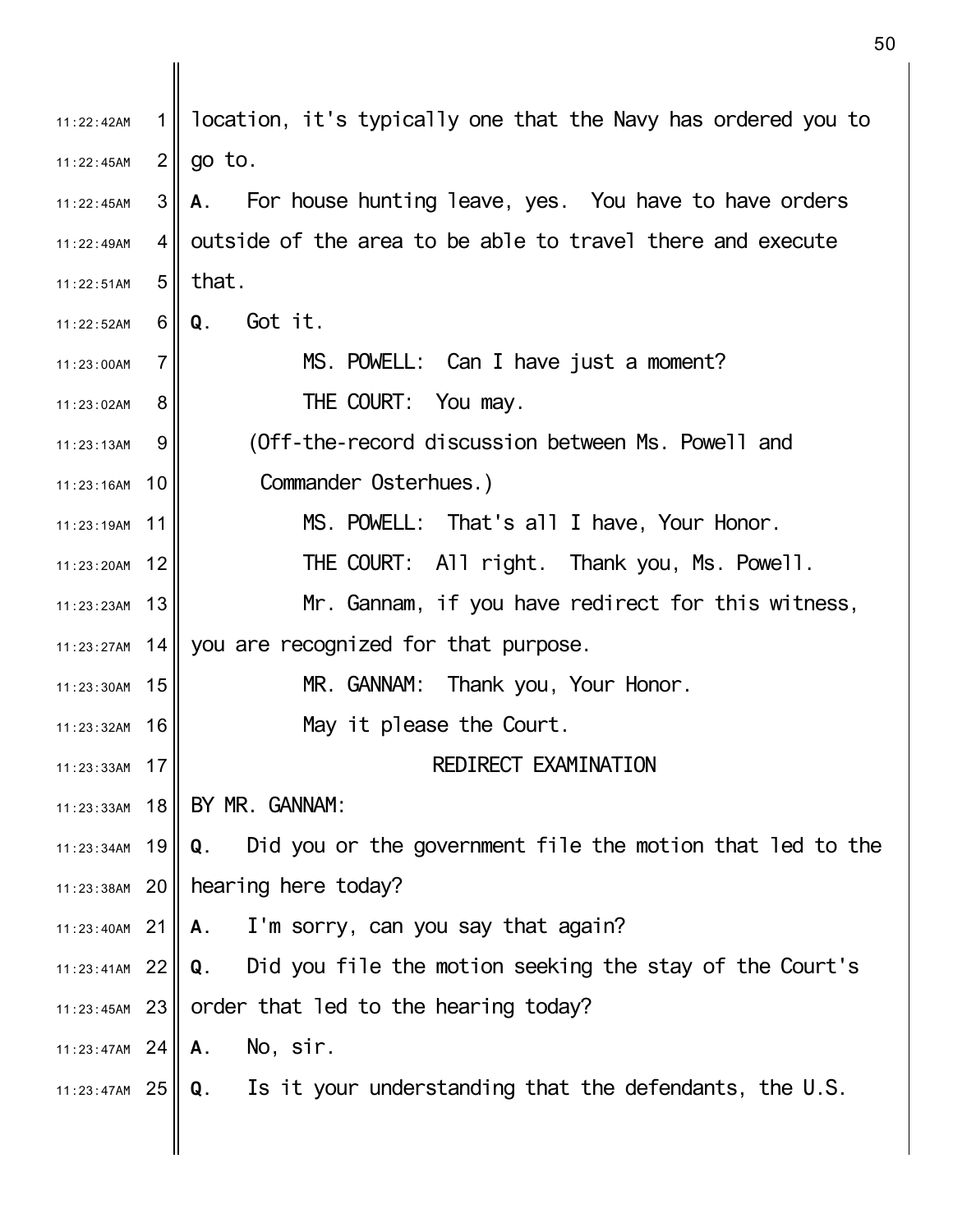location, it's typically one that the Navy has ordered you to go to.

**A.** For house hunting leave, yes. You have to have orders outside of the area to be able to travel there and execute that.

**Q.** Got it.

MS. POWELL: Can I have just a moment?

THE COURT: You may.

(Off-the-record discussion between Ms. Powell and Commander Osterhues.)

MS. POWELL: That's all I have, Your Honor.

THE COURT: All right. Thank you, Ms. Powell.

Mr. Gannam, if you have redirect for this witness, you are recognized for that purpose.

MR. GANNAM: Thank you, Your Honor.

May it please the Court.

## REDIRECT EXAMINATION

BY MR. GANNAM:

**Q.** Did you or the government file the motion that led to the hearing here today?

**A.** I'm sorry, can you say that again?

**Q.** Did you file the motion seeking the stay of the Court's order that led to the hearing today?

**A.** No, sir.

**Q.** Is it your understanding that the defendants, the U.S.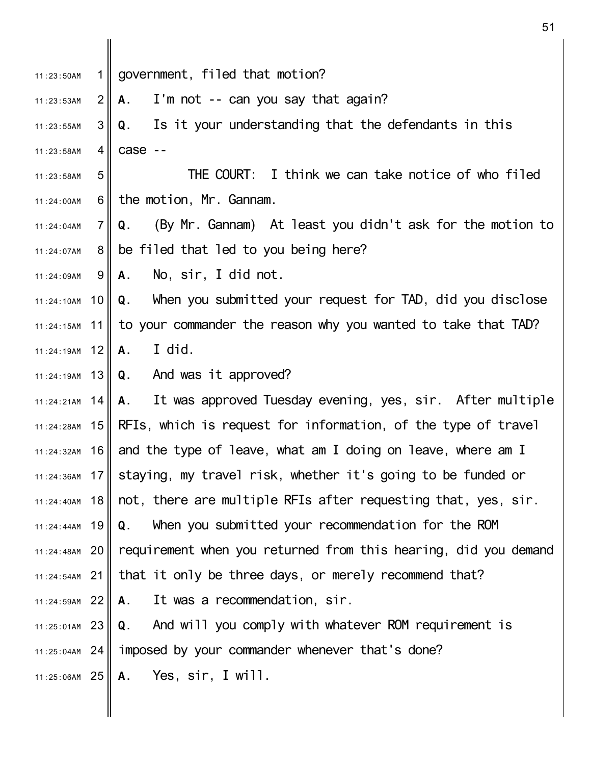government, filed that motion?

**A**. I'm not -- can you say that again?

**Q**. Is it your understanding that the defendants in this case --

THE COURT: I think we can take notice of who filed the motion, Mr. Gannam.

**Q**. (By Mr. Gannam) At least you didn't ask for the motion to be filed that led to you being here?

**A**. No, sir, I did not.

**Q**. When you submitted your request for TAD, did you disclose to your commander the reason why you wanted to take that TAD?

**A**. I did.

**Q**. And was it approved?

**A**. It was approved Tuesday evening, yes, sir. After multiple RFIs, which is request for information, of the type of travel and the type of leave, what am I doing on leave, where am I staying, my travel risk, whether it's going to be funded or not, there are multiple RFIs after requesting that, yes, sir.

**Q**. When you submitted your recommendation for the ROM requirement when you returned from this hearing, did you demand that it only be three days, or merely recommend that?

**A**. It was a recommendation, sir.

**Q**. And will you comply with whatever ROM requirement is imposed by your commander whenever that's done?

**A**. Yes, sir, I will.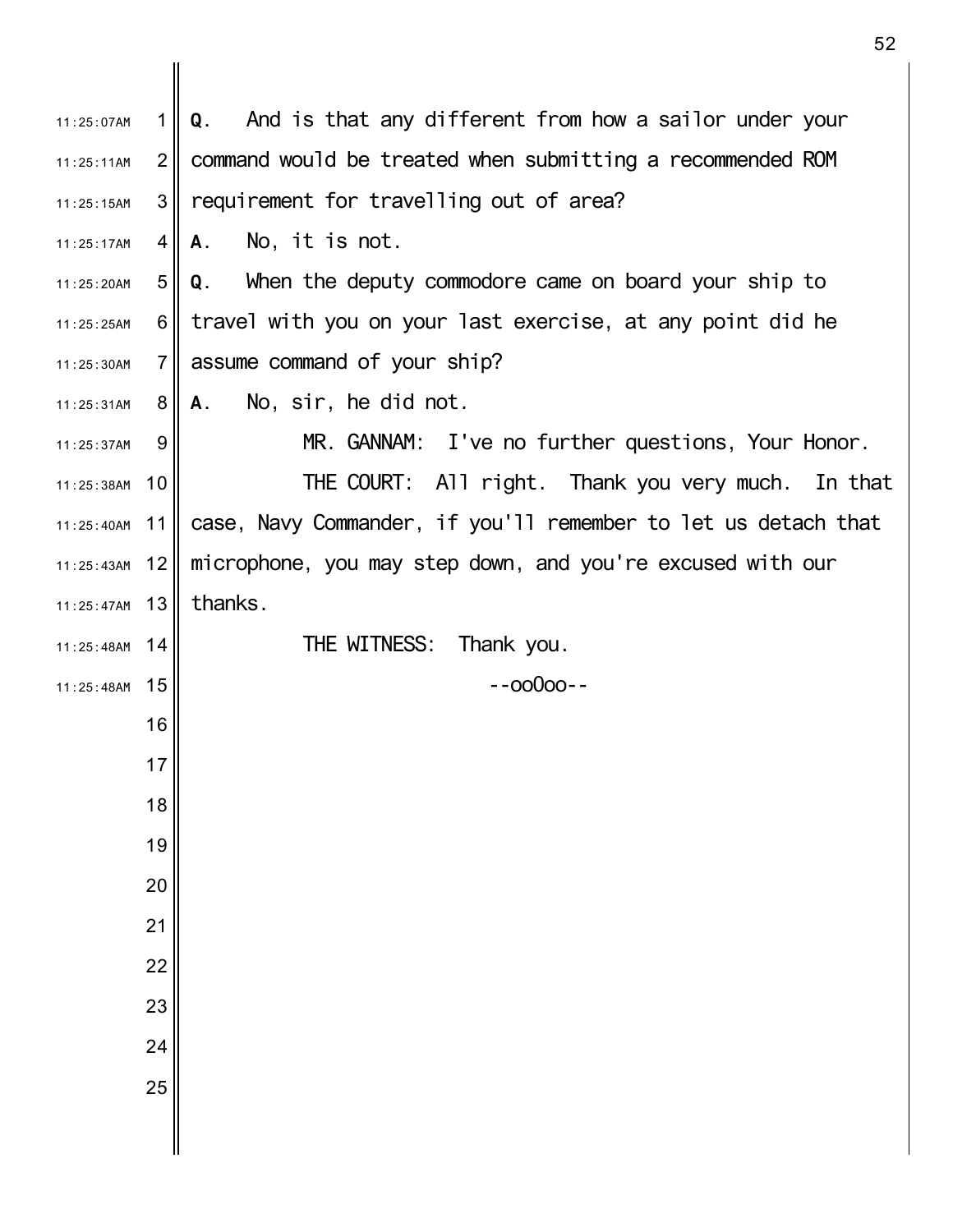**Q**. And is that any different from how a sailor under your command would be treated when submitting a recommended ROM requirement for travelling out of area?

**A**. No, it is not.

**Q**. When the deputy commodore came on board your ship to travel with you on your last exercise, at any point did he assume command of your ship?

**A**. No, sir, he did not.

MR. GANNAM: I've no further questions, Your Honor.

THE COURT: All right. Thank you very much. In that case, Navy Commander, if you'll remember to let us detach that microphone, you may step down, and you're excused with our thanks.

THE WITNESS: Thank you.

--oo0oo--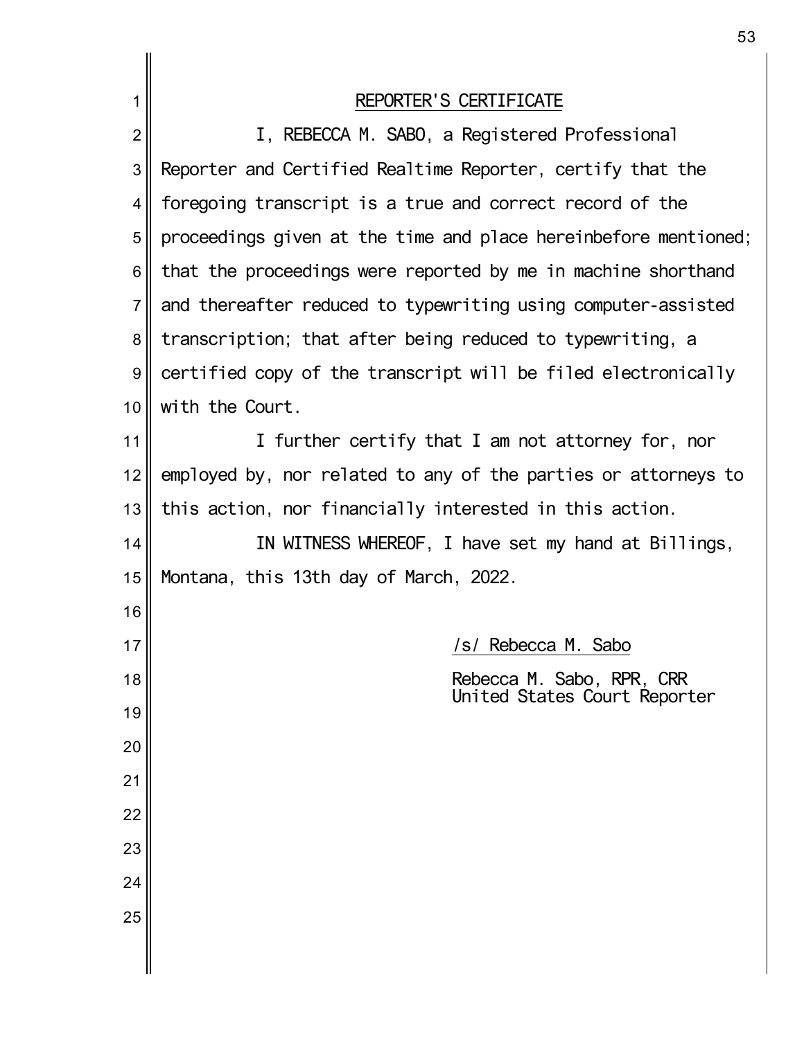## REPORTER'S CERTIFICATE

I, REBECCA M. SABO, a Registered Professional Reporter and Certified Realtime Reporter, certify that the foregoing transcript is a true and correct record of the proceedings given at the time and place hereinbefore mentioned; that the proceedings were reported by me in machine shorthand and thereafter reduced to typewriting using computer-assisted transcription; that after being reduced to typewriting, a certified copy of the transcript will be filed electronically with the Court.

I further certify that I am not attorney for, nor employed by, nor related to any of the parties or attorneys to this action, nor financially interested in this action.

IN WITNESS WHEREOF, I have set my hand at Billings, Montana, this 13th day of March, 2022.

/s/ Rebecca M. Sabo

Rebecca M. Sabo, RPR, CRR
United States Court Reporter